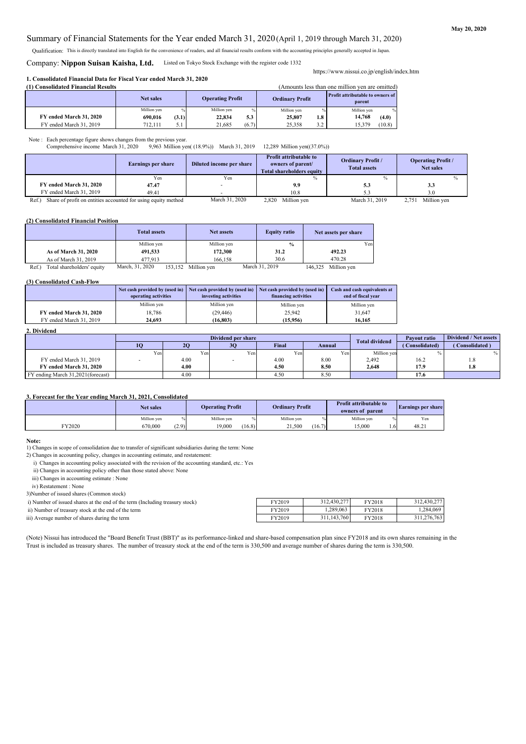May 20, 2020

# Summary of Financial Statements for the Year ended March 31, 2020 (April 1, 2019 through March 31, 2020)

Qualification: This is directly translated into English for the convenience of readers, and all financial results conform with the accounting principles generally accepted in Japan.

Company: **Nippon Suisan Kaisha, Ltd.** Listed on Tokyo Stock Exchange with the register code 1332

https://www.nissui.co.jp/english/index.htm

## 1. Consolidated Financial Data for Fiscal Year ended March 31, 2020

### (1) Consolidated Financial Results

(Amounts less than one million yen are omitted)

| | Net sales | | Operating Profit | | Ordinary Profit | | Profit attributable to owners of parent | |
|---|---|---|---|---|---|---|---|---|
| | Million yen | % | Million yen | % | Million yen | % | Million yen | % |
| **FY ended March 31, 2020** | **690,016** | **(3.1)** | **22,834** | **5.3** | **25,807** | **1.8** | **14,768** | **(4.0)** |
| FY ended March 31, 2019 | 712,111 | 5.1 | 21,685 | (6.7) | 25,358 | 3.2 | 15,379 | (10.8) |

Note : Each percentage figure shows changes from the previous year.
Comprehensive income March 31, 2020 9,963 Million yen( (18.9%)) March 31, 2019 12,289 Million yen((37.0%))

| | Earnings per share | Diluted income per share | Profit attributable to owners of parent/ Total shareholders equity | Ordinary Profit / Total assets | Operating Profit / Net sales |
|---|---|---|---|---|---|
| | Yen | Yen | % | % | % |
| **FY ended March 31, 2020** | **47.47** | - | **9.9** | **5.3** | **3.3** |
| FY ended March 31, 2019 | 49.41 | - | 10.8 | 5.3 | 3.0 |

Ref.) Share of profit on entities accounted for using equity method March 31, 2020 2,820 Million yen March 31, 2019 2,751 Million yen

### (2) Consolidated Financial Position

| | Total assets | Net assets | Equity ratio | Net assets per share |
|---|---|---|---|---|
| | Million yen | Million yen | % | Yen |
| **As of March 31, 2020** | **491,533** | **172,300** | **31.2** | **492.23** |
| As of March 31, 2019 | 477,913 | 166,158 | 30.6 | 470.28 |

Ref.) Total shareholders' equity March, 31, 2020 153,152 Million yen March 31, 2019 146,325 Million yen

### (3) Consolidated Cash-Flow

| | Net cash provided by (used in) operating activities | Net cash provided by (used in) investing activities | Net cash provided by (used in) financing activities | Cash and cash equivalents at end of fiscal year |
|---|---|---|---|---|
| | Million yen | Million yen | Million yen | Million yen |
| **FY ended March 31, 2020** | 18,786 | (29,446) | 25,942 | 31,647 |
| FY ended March 31, 2019 | **24,693** | **(16,803)** | **(15,956)** | **16,165** |

## 2. Dividend

| | Dividend per share | | | | | Total dividend | Payout ratio | Dividend / Net assets |
|---|---|---|---|---|---|---|---|---|
| | 1Q | 2Q | 3Q | Final | Annual | | (Consolidated) | (Consolidated) |
| | Yen | Yen | Yen | Yen | Yen | Million yen | % | % |
| FY ended March 31, 2019 | - | 4.00 | - | 4.00 | 8.00 | 2,492 | 16.2 | 1.8 |
| **FY ended March 31, 2020** | | **4.00** | | **4.50** | **8.50** | **2,648** | **17.9** | **1.8** |
| FY ending March 31,2021(forecast) | | 4.00 | | 4.50 | 8.50 | | 17.6 | |

## 3. Forecast for the Year ending March 31, 2021, Consolidated

| | Net sales | | Operating Profit | | Ordinary Profit | | Profit attributable to owners of parent | | Earnings per share |
|---|---|---|---|---|---|---|---|---|---|
| | Million yen | % | Million yen | % | Million yen | % | Million yen | % | Yen |
| FY2020 | 670,000 | (2.9) | 19,000 | (16.8) | 21,500 | (16.7) | 15,000 | 1.6 | 48.21 |

**Note:**

1) Changes in scope of consolidation due to transfer of significant subsidiaries during the term: None

2) Changes in accounting policy, changes in accounting estimate, and restatement:

i) Changes in accounting policy associated with the revision of the accounting standard, etc.: Yes

ii) Changes in accounting policy other than those stated above: None

iii) Changes in accounting estimate : None

iv) Restatement : None

3)Number of issued shares (Common stock)

| | | | | |
|---|---|---|---|---|
| i) Number of issued shares at the end of the term (Including treasury stock) | FY2019 | 312,430,277 | FY2018 | 312,430,277 |
| ii) Number of treasury stock at the end of the term | FY2019 | 1,289,063 | FY2018 | 1,284,069 |
| iii) Average number of shares during the term | FY2019 | 311,143,760 | FY2018 | 311,276,763 |

(Note) Nissui has introduced the "Board Benefit Trust (BBT)" as its performance-linked and share-based compensation plan since FY2018 and its own shares remaining in the Trust is included as treasury shares. The number of treasury stock at the end of the term is 330,500 and average number of shares during the term is 330,500.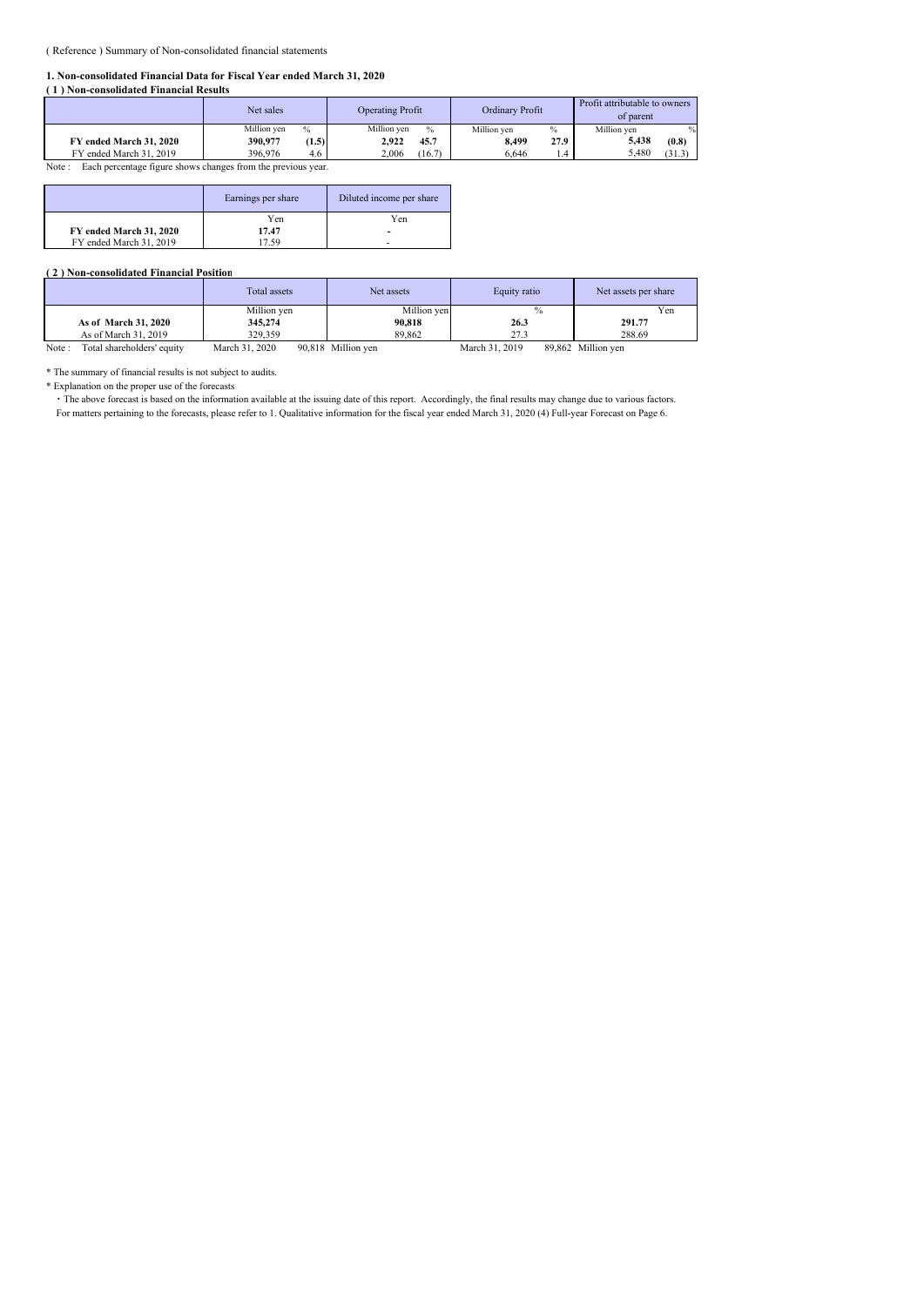( Reference ) Summary of Non-consolidated financial statements

**1. Non-consolidated Financial Data for Fiscal Year ended March 31, 2020**

**( 1 ) Non-consolidated Financial Results**

| | Net sales | | Operating Profit | | Ordinary Profit | | Profit attributable to owners of parent | |
|---|---|---|---|---|---|---|---|---|
| | Million yen | % | Million yen | % | Million yen | % | Million yen | % |
| **FY ended March 31, 2020** | **390,977** | **(1.5)** | **2,922** | **45.7** | **8,499** | **27.9** | **5,438** | **(0.8)** |
| FY ended March 31, 2019 | 396,976 | 4.6 | 2,006 | (16.7) | 6,646 | 1.4 | 5,480 | (31.3) |

Note : Each percentage figure shows changes from the previous year.

| | Earnings per share | Diluted income per share |
|---|---|---|
| | Yen | Yen |
| **FY ended March 31, 2020** | **17.47** | **-** |
| FY ended March 31, 2019 | 17.59 | - |

**( 2 ) Non-consolidated Financial Position**

| | Total assets | Net assets | Equity ratio | Net assets per share |
|---|---|---|---|---|
| | Million yen | Million yen | % | Yen |
| **As of March 31, 2020** | **345,274** | **90,818** | **26.3** | **291.77** |
| As of March 31, 2019 | 329,359 | 89,862 | 27.3 | 288.69 |

Note : Total shareholders' equity March 31, 2020 90,818 Million yen March 31, 2019 89,862 Million yen

\* The summary of financial results is not subject to audits.

\* Explanation on the proper use of the forecasts

・The above forecast is based on the information available at the issuing date of this report. Accordingly, the final results may change due to various factors. For matters pertaining to the forecasts, please refer to 1. Qualitative information for the fiscal year ended March 31, 2020 (4) Full-year Forecast on Page 6.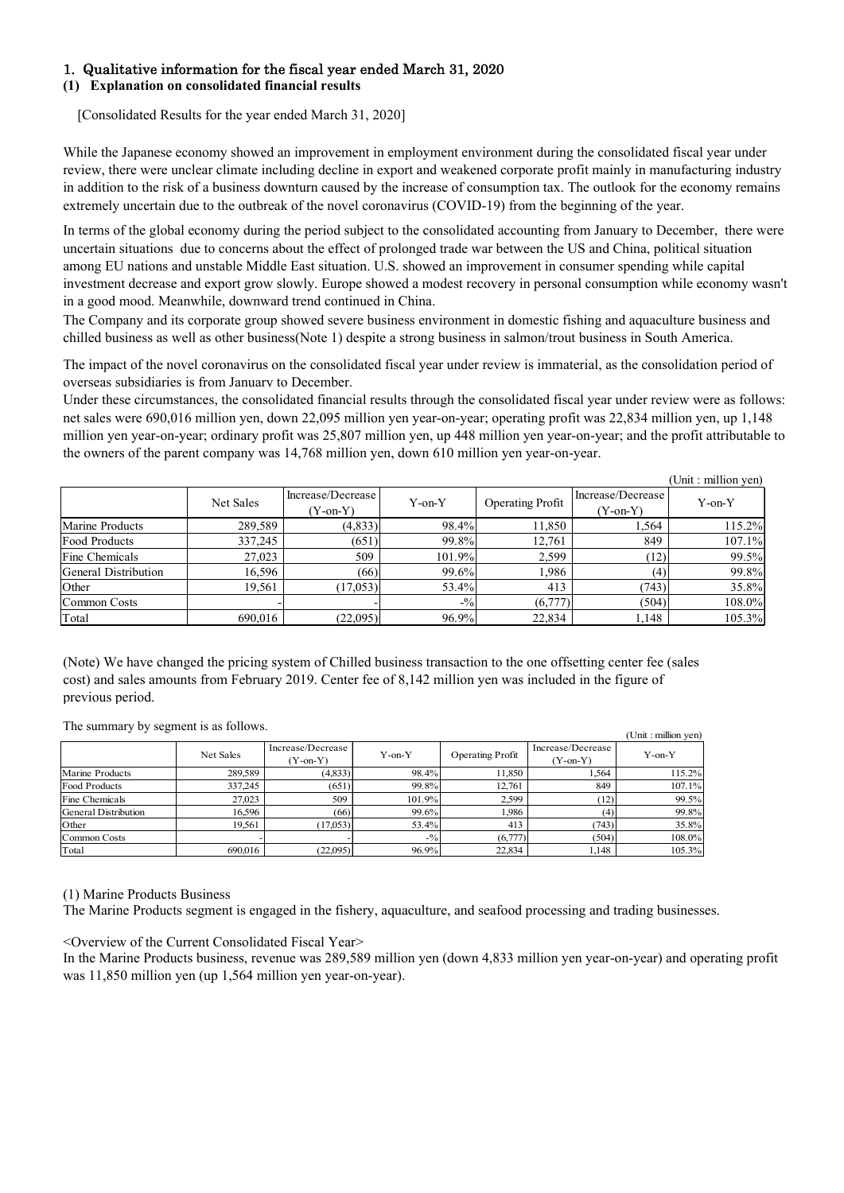## 1. Qualitative information for the fiscal year ended March 31, 2020

### (1) Explanation on consolidated financial results

[Consolidated Results for the year ended March 31, 2020]

While the Japanese economy showed an improvement in employment environment during the consolidated fiscal year under review, there were unclear climate including decline in export and weakened corporate profit mainly in manufacturing industry in addition to the risk of a business downturn caused by the increase of consumption tax. The outlook for the economy remains extremely uncertain due to the outbreak of the novel coronavirus (COVID-19) from the beginning of the year.

In terms of the global economy during the period subject to the consolidated accounting from January to December, there were uncertain situations due to concerns about the effect of prolonged trade war between the US and China, political situation among EU nations and unstable Middle East situation. U.S. showed an improvement in consumer spending while capital investment decrease and export grow slowly. Europe showed a modest recovery in personal consumption while economy wasn't in a good mood. Meanwhile, downward trend continued in China.
The Company and its corporate group showed severe business environment in domestic fishing and aquaculture business and chilled business as well as other business(Note 1) despite a strong business in salmon/trout business in South America.

The impact of the novel coronavirus on the consolidated fiscal year under review is immaterial, as the consolidation period of overseas subsidiaries is from January to December.
Under these circumstances, the consolidated financial results through the consolidated fiscal year under review were as follows: net sales were 690,016 million yen, down 22,095 million yen year-on-year; operating profit was 22,834 million yen, up 1,148 million yen year-on-year; ordinary profit was 25,807 million yen, up 448 million yen year-on-year; and the profit attributable to the owners of the parent company was 14,768 million yen, down 610 million yen year-on-year.

(Unit : million yen)

| | Net Sales | Increase/Decrease (Y-on-Y) | Y-on-Y | Operating Profit | Increase/Decrease (Y-on-Y) | Y-on-Y |
|---|---|---|---|---|---|---|
| Marine Products | 289,589 | (4,833) | 98.4% | 11,850 | 1,564 | 115.2% |
| Food Products | 337,245 | (651) | 99.8% | 12,761 | 849 | 107.1% |
| Fine Chemicals | 27,023 | 509 | 101.9% | 2,599 | (12) | 99.5% |
| General Distribution | 16,596 | (66) | 99.6% | 1,986 | (4) | 99.8% |
| Other | 19,561 | (17,053) | 53.4% | 413 | (743) | 35.8% |
| Common Costs | - | - | -% | (6,777) | (504) | 108.0% |
| Total | 690,016 | (22,095) | 96.9% | 22,834 | 1,148 | 105.3% |

(Note) We have changed the pricing system of Chilled business transaction to the one offsetting center fee (sales cost) and sales amounts from February 2019. Center fee of 8,142 million yen was included in the figure of previous period.

The summary by segment is as follows.

(Unit : million yen)

| | Net Sales | Increase/Decrease (Y-on-Y) | Y-on-Y | Operating Profit | Increase/Decrease (Y-on-Y) | Y-on-Y |
|---|---|---|---|---|---|---|
| Marine Products | 289,589 | (4,833) | 98.4% | 11,850 | 1,564 | 115.2% |
| Food Products | 337,245 | (651) | 99.8% | 12,761 | 849 | 107.1% |
| Fine Chemicals | 27,023 | 509 | 101.9% | 2,599 | (12) | 99.5% |
| General Distribution | 16,596 | (66) | 99.6% | 1,986 | (4) | 99.8% |
| Other | 19,561 | (17,053) | 53.4% | 413 | (743) | 35.8% |
| Common Costs | - | - | -% | (6,777) | (504) | 108.0% |
| Total | 690,016 | (22,095) | 96.9% | 22,834 | 1,148 | 105.3% |

(1) Marine Products Business
The Marine Products segment is engaged in the fishery, aquaculture, and seafood processing and trading businesses.

<Overview of the Current Consolidated Fiscal Year>
In the Marine Products business, revenue was 289,589 million yen (down 4,833 million yen year-on-year) and operating profit was 11,850 million yen (up 1,564 million yen year-on-year).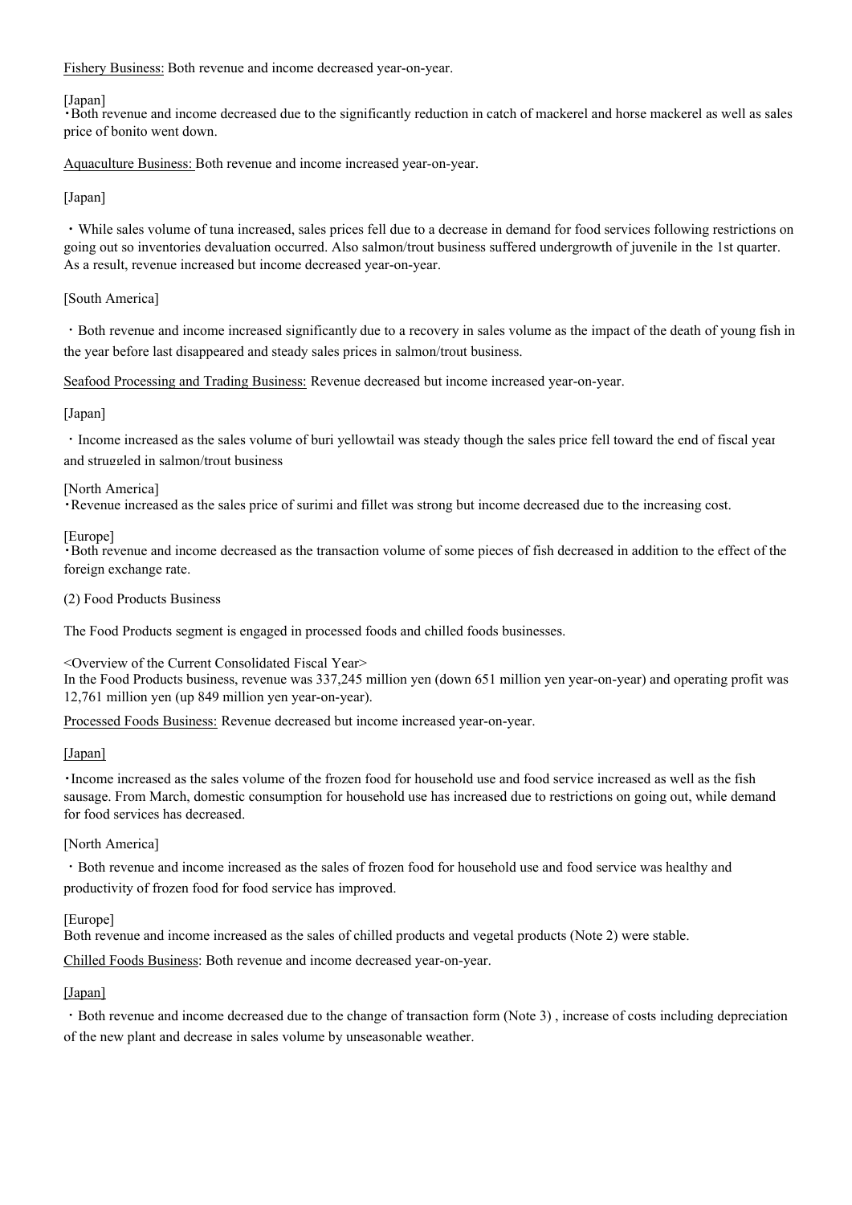Fishery Business: Both revenue and income decreased year-on-year.

[Japan]
・Both revenue and income decreased due to the significantly reduction in catch of mackerel and horse mackerel as well as sales price of bonito went down.

Aquaculture Business: Both revenue and income increased year-on-year.

[Japan]

・While sales volume of tuna increased, sales prices fell due to a decrease in demand for food services following restrictions on going out so inventories devaluation occurred. Also salmon/trout business suffered undergrowth of juvenile in the 1st quarter. As a result, revenue increased but income decreased year-on-year.

[South America]

・Both revenue and income increased significantly due to a recovery in sales volume as the impact of the death of young fish in the year before last disappeared and steady sales prices in salmon/trout business.

Seafood Processing and Trading Business: Revenue decreased but income increased year-on-year.

[Japan]

・Income increased as the sales volume of buri yellowtail was steady though the sales price fell toward the end of fiscal year and struggled in salmon/trout business

[North America]
・Revenue increased as the sales price of surimi and fillet was strong but income decreased due to the increasing cost.

[Europe]
・Both revenue and income decreased as the transaction volume of some pieces of fish decreased in addition to the effect of the foreign exchange rate.

(2) Food Products Business

The Food Products segment is engaged in processed foods and chilled foods businesses.

<Overview of the Current Consolidated Fiscal Year>
In the Food Products business, revenue was 337,245 million yen (down 651 million yen year-on-year) and operating profit was 12,761 million yen (up 849 million yen year-on-year).

Processed Foods Business: Revenue decreased but income increased year-on-year.

[Japan]

・Income increased as the sales volume of the frozen food for household use and food service increased as well as the fish sausage. From March, domestic consumption for household use has increased due to restrictions on going out, while demand for food services has decreased.

[North America]

・Both revenue and income increased as the sales of frozen food for household use and food service was healthy and productivity of frozen food for food service has improved.

[Europe]
Both revenue and income increased as the sales of chilled products and vegetal products (Note 2) were stable.

Chilled Foods Business: Both revenue and income decreased year-on-year.

[Japan]

・Both revenue and income decreased due to the change of transaction form (Note 3) , increase of costs including depreciation of the new plant and decrease in sales volume by unseasonable weather.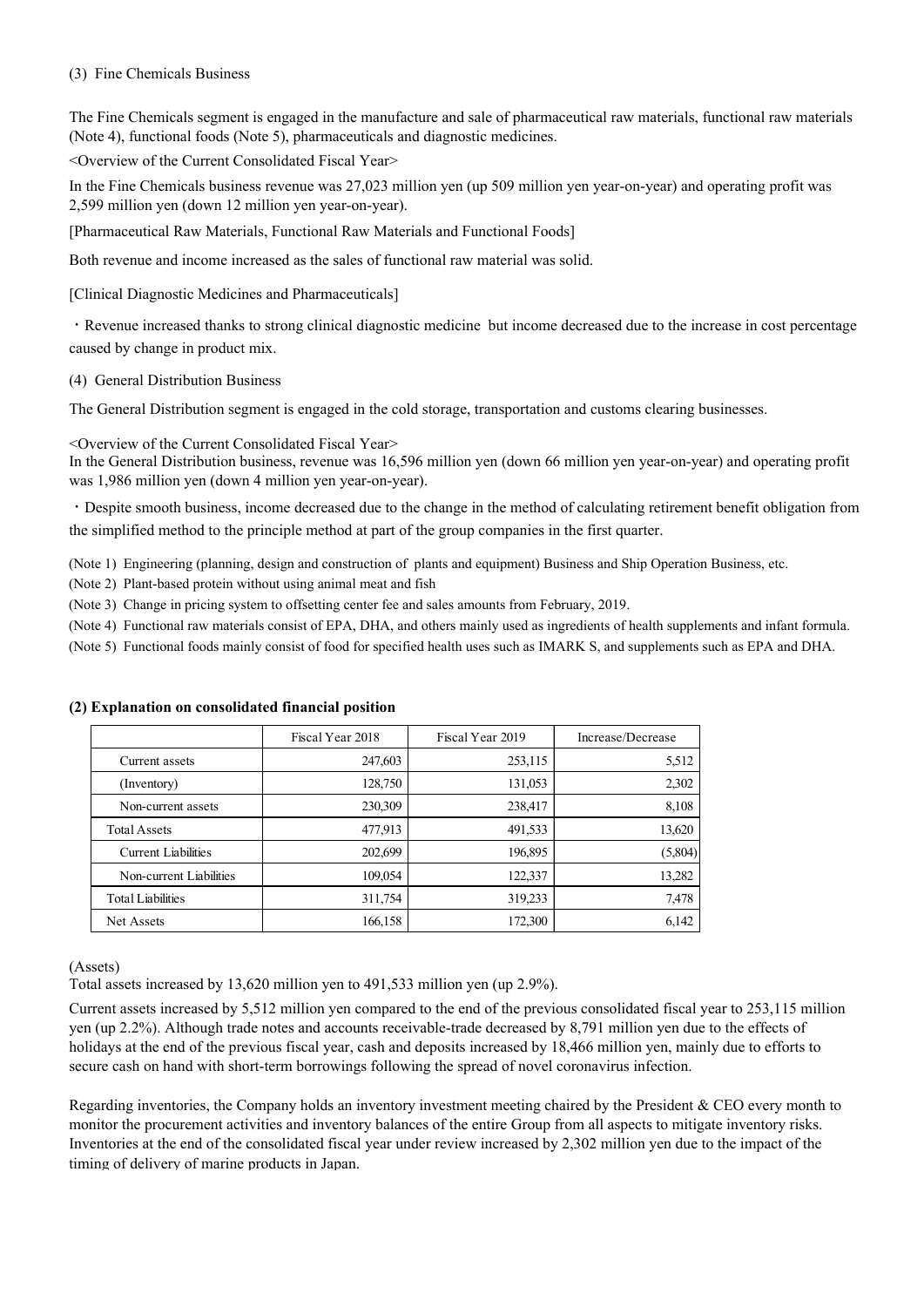### (3) Fine Chemicals Business

The Fine Chemicals segment is engaged in the manufacture and sale of pharmaceutical raw materials, functional raw materials (Note 4), functional foods (Note 5), pharmaceuticals and diagnostic medicines.

<Overview of the Current Consolidated Fiscal Year>

In the Fine Chemicals business revenue was 27,023 million yen (up 509 million yen year-on-year) and operating profit was 2,599 million yen (down 12 million yen year-on-year).

[Pharmaceutical Raw Materials, Functional Raw Materials and Functional Foods]

Both revenue and income increased as the sales of functional raw material was solid.

[Clinical Diagnostic Medicines and Pharmaceuticals]

・Revenue increased thanks to strong clinical diagnostic medicine but income decreased due to the increase in cost percentage caused by change in product mix.

### (4) General Distribution Business

The General Distribution segment is engaged in the cold storage, transportation and customs clearing businesses.

<Overview of the Current Consolidated Fiscal Year>

In the General Distribution business, revenue was 16,596 million yen (down 66 million yen year-on-year) and operating profit was 1,986 million yen (down 4 million yen year-on-year).

・Despite smooth business, income decreased due to the change in the method of calculating retirement benefit obligation from the simplified method to the principle method at part of the group companies in the first quarter.

(Note 1) Engineering (planning, design and construction of plants and equipment) Business and Ship Operation Business, etc.

(Note 2) Plant-based protein without using animal meat and fish

(Note 3) Change in pricing system to offsetting center fee and sales amounts from February, 2019.

(Note 4) Functional raw materials consist of EPA, DHA, and others mainly used as ingredients of health supplements and infant formula.

(Note 5) Functional foods mainly consist of food for specified health uses such as IMARK S, and supplements such as EPA and DHA.

## (2) Explanation on consolidated financial position

| | Fiscal Year 2018 | Fiscal Year 2019 | Increase/Decrease |
|---|---|---|---|
| Current assets | 247,603 | 253,115 | 5,512 |
| (Inventory) | 128,750 | 131,053 | 2,302 |
| Non-current assets | 230,309 | 238,417 | 8,108 |
| Total Assets | 477,913 | 491,533 | 13,620 |
| Current Liabilities | 202,699 | 196,895 | (5,804) |
| Non-current Liabilities | 109,054 | 122,337 | 13,282 |
| Total Liabilities | 311,754 | 319,233 | 7,478 |
| Net Assets | 166,158 | 172,300 | 6,142 |

(Assets)

Total assets increased by 13,620 million yen to 491,533 million yen (up 2.9%).

Current assets increased by 5,512 million yen compared to the end of the previous consolidated fiscal year to 253,115 million yen (up 2.2%). Although trade notes and accounts receivable-trade decreased by 8,791 million yen due to the effects of holidays at the end of the previous fiscal year, cash and deposits increased by 18,466 million yen, mainly due to efforts to secure cash on hand with short-term borrowings following the spread of novel coronavirus infection.

Regarding inventories, the Company holds an inventory investment meeting chaired by the President & CEO every month to monitor the procurement activities and inventory balances of the entire Group from all aspects to mitigate inventory risks. Inventories at the end of the consolidated fiscal year under review increased by 2,302 million yen due to the impact of the timing of delivery of marine products in Japan.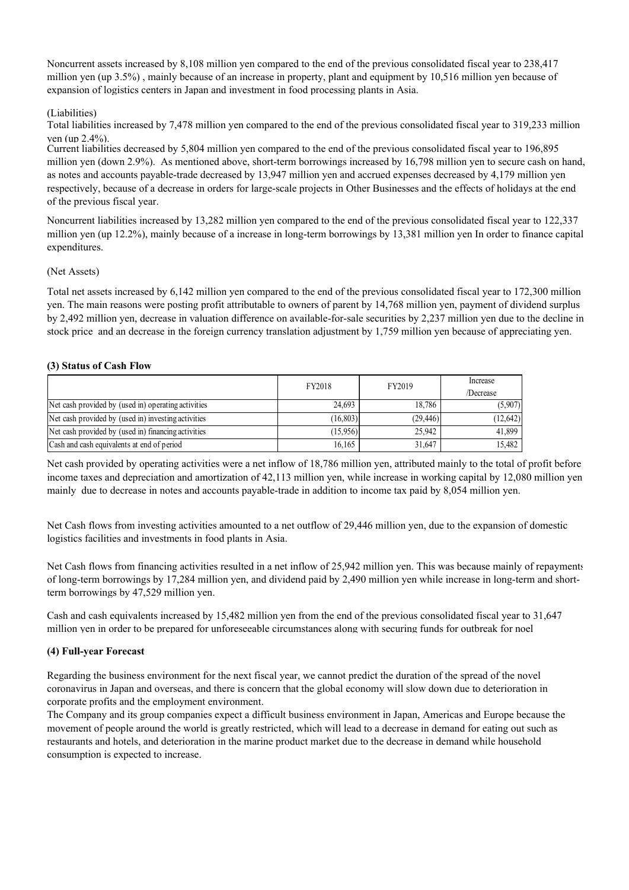Noncurrent assets increased by 8,108 million yen compared to the end of the previous consolidated fiscal year to 238,417 million yen (up 3.5%) , mainly because of an increase in property, plant and equipment by 10,516 million yen because of expansion of logistics centers in Japan and investment in food processing plants in Asia.

(Liabilities)

Total liabilities increased by 7,478 million yen compared to the end of the previous consolidated fiscal year to 319,233 million yen (up 2.4%).

Current liabilities decreased by 5,804 million yen compared to the end of the previous consolidated fiscal year to 196,895 million yen (down 2.9%). As mentioned above, short-term borrowings increased by 16,798 million yen to secure cash on hand, as notes and accounts payable-trade decreased by 13,947 million yen and accrued expenses decreased by 4,179 million yen respectively, because of a decrease in orders for large-scale projects in Other Businesses and the effects of holidays at the end of the previous fiscal year.

Noncurrent liabilities increased by 13,282 million yen compared to the end of the previous consolidated fiscal year to 122,337 million yen (up 12.2%), mainly because of a increase in long-term borrowings by 13,381 million yen In order to finance capital expenditures.

(Net Assets)

Total net assets increased by 6,142 million yen compared to the end of the previous consolidated fiscal year to 172,300 million yen. The main reasons were posting profit attributable to owners of parent by 14,768 million yen, payment of dividend surplus by 2,492 million yen, decrease in valuation difference on available-for-sale securities by 2,237 million yen due to the decline in stock price and an decrease in the foreign currency translation adjustment by 1,759 million yen because of appreciating yen.

**(3) Status of Cash Flow**

| | FY2018 | FY2019 | Increase /Decrease |
|---|---|---|---|
| Net cash provided by (used in) operating activities | 24,693 | 18,786 | (5,907) |
| Net cash provided by (used in) investing activities | (16,803) | (29,446) | (12,642) |
| Net cash provided by (used in) financing activities | (15,956) | 25,942 | 41,899 |
| Cash and cash equivalents at end of period | 16,165 | 31,647 | 15,482 |

Net cash provided by operating activities were a net inflow of 18,786 million yen, attributed mainly to the total of profit before income taxes and depreciation and amortization of 42,113 million yen, while increase in working capital by 12,080 million yen mainly due to decrease in notes and accounts payable-trade in addition to income tax paid by 8,054 million yen.

Net Cash flows from investing activities amounted to a net outflow of 29,446 million yen, due to the expansion of domestic logistics facilities and investments in food plants in Asia.

Net Cash flows from financing activities resulted in a net inflow of 25,942 million yen. This was because mainly of repayments of long-term borrowings by 17,284 million yen, and dividend paid by 2,490 million yen while increase in long-term and short-term borrowings by 47,529 million yen.

Cash and cash equivalents increased by 15,482 million yen from the end of the previous consolidated fiscal year to 31,647 million yen in order to be prepared for unforeseeable circumstances along with securing funds for outbreak for noel

**(4) Full-year Forecast**

Regarding the business environment for the next fiscal year, we cannot predict the duration of the spread of the novel coronavirus in Japan and overseas, and there is concern that the global economy will slow down due to deterioration in corporate profits and the employment environment.

The Company and its group companies expect a difficult business environment in Japan, Americas and Europe because the movement of people around the world is greatly restricted, which will lead to a decrease in demand for eating out such as restaurants and hotels, and deterioration in the marine product market due to the decrease in demand while household consumption is expected to increase.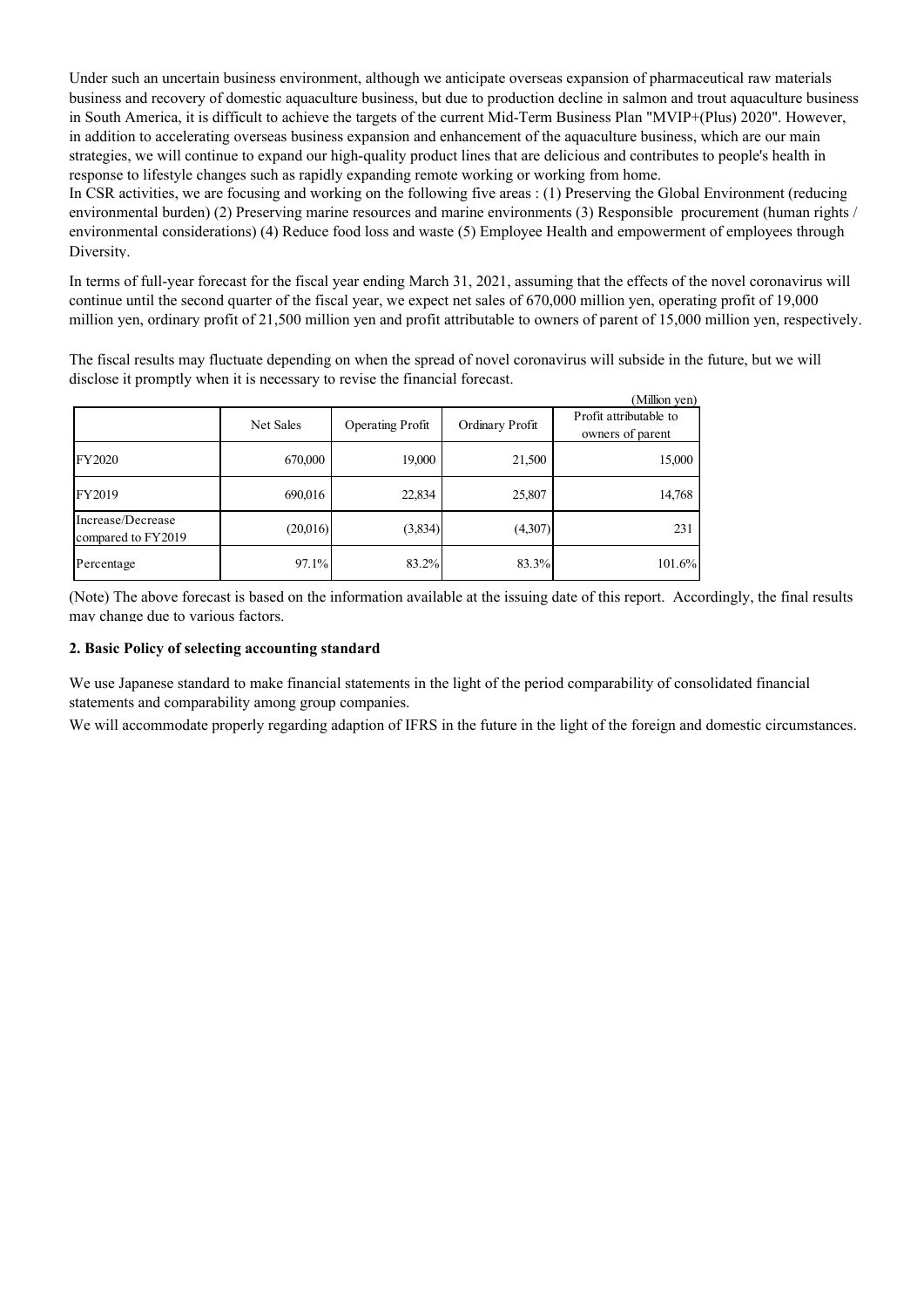Under such an uncertain business environment, although we anticipate overseas expansion of pharmaceutical raw materials business and recovery of domestic aquaculture business, but due to production decline in salmon and trout aquaculture business in South America, it is difficult to achieve the targets of the current Mid-Term Business Plan "MVIP+(Plus) 2020". However, in addition to accelerating overseas business expansion and enhancement of the aquaculture business, which are our main strategies, we will continue to expand our high-quality product lines that are delicious and contributes to people's health in response to lifestyle changes such as rapidly expanding remote working or working from home.

In CSR activities, we are focusing and working on the following five areas : (1) Preserving the Global Environment (reducing environmental burden) (2) Preserving marine resources and marine environments (3) Responsible procurement (human rights / environmental considerations) (4) Reduce food loss and waste (5) Employee Health and empowerment of employees through Diversity.

In terms of full-year forecast for the fiscal year ending March 31, 2021, assuming that the effects of the novel coronavirus will continue until the second quarter of the fiscal year, we expect net sales of 670,000 million yen, operating profit of 19,000 million yen, ordinary profit of 21,500 million yen and profit attributable to owners of parent of 15,000 million yen, respectively.

The fiscal results may fluctuate depending on when the spread of novel coronavirus will subside in the future, but we will disclose it promptly when it is necessary to revise the financial forecast.

(Million yen)

| | Net Sales | Operating Profit | Ordinary Profit | Profit attributable to owners of parent |
|---|---|---|---|---|
| FY2020 | 670,000 | 19,000 | 21,500 | 15,000 |
| FY2019 | 690,016 | 22,834 | 25,807 | 14,768 |
| Increase/Decrease compared to FY2019 | (20,016) | (3,834) | (4,307) | 231 |
| Percentage | 97.1% | 83.2% | 83.3% | 101.6% |

(Note) The above forecast is based on the information available at the issuing date of this report. Accordingly, the final results may change due to various factors.

### 2. Basic Policy of selecting accounting standard

We use Japanese standard to make financial statements in the light of the period comparability of consolidated financial statements and comparability among group companies.

We will accommodate properly regarding adaption of IFRS in the future in the light of the foreign and domestic circumstances.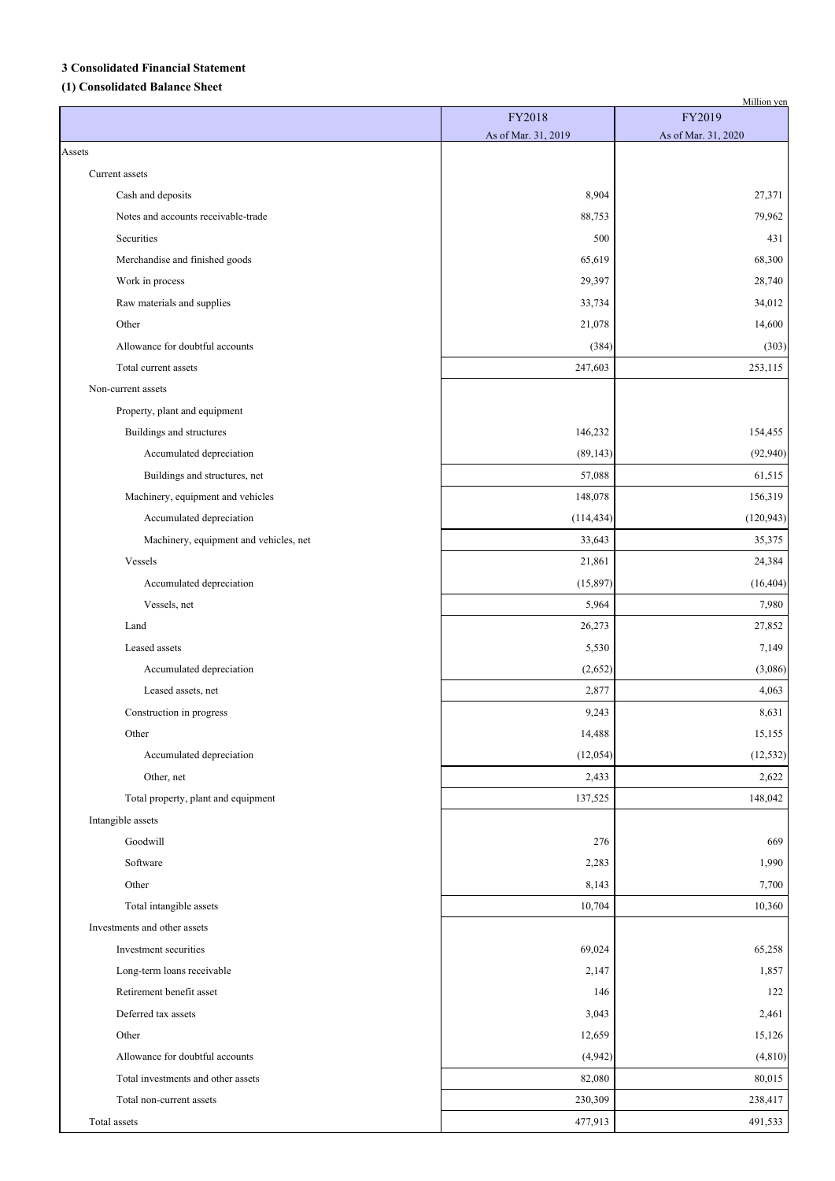### 3 Consolidated Financial Statement

#### (1) Consolidated Balance Sheet

Million yen

| | FY2018<br>As of Mar. 31, 2019 | FY2019<br>As of Mar. 31, 2020 |
|---|---|---|
| Assets | | |
| Current assets | | |
| Cash and deposits | 8,904 | 27,371 |
| Notes and accounts receivable-trade | 88,753 | 79,962 |
| Securities | 500 | 431 |
| Merchandise and finished goods | 65,619 | 68,300 |
| Work in process | 29,397 | 28,740 |
| Raw materials and supplies | 33,734 | 34,012 |
| Other | 21,078 | 14,600 |
| Allowance for doubtful accounts | (384) | (303) |
| Total current assets | 247,603 | 253,115 |
| Non-current assets | | |
| Property, plant and equipment | | |
| Buildings and structures | 146,232 | 154,455 |
| Accumulated depreciation | (89,143) | (92,940) |
| Buildings and structures, net | 57,088 | 61,515 |
| Machinery, equipment and vehicles | 148,078 | 156,319 |
| Accumulated depreciation | (114,434) | (120,943) |
| Machinery, equipment and vehicles, net | 33,643 | 35,375 |
| Vessels | 21,861 | 24,384 |
| Accumulated depreciation | (15,897) | (16,404) |
| Vessels, net | 5,964 | 7,980 |
| Land | 26,273 | 27,852 |
| Leased assets | 5,530 | 7,149 |
| Accumulated depreciation | (2,652) | (3,086) |
| Leased assets, net | 2,877 | 4,063 |
| Construction in progress | 9,243 | 8,631 |
| Other | 14,488 | 15,155 |
| Accumulated depreciation | (12,054) | (12,532) |
| Other, net | 2,433 | 2,622 |
| Total property, plant and equipment | 137,525 | 148,042 |
| Intangible assets | | |
| Goodwill | 276 | 669 |
| Software | 2,283 | 1,990 |
| Other | 8,143 | 7,700 |
| Total intangible assets | 10,704 | 10,360 |
| Investments and other assets | | |
| Investment securities | 69,024 | 65,258 |
| Long-term loans receivable | 2,147 | 1,857 |
| Retirement benefit asset | 146 | 122 |
| Deferred tax assets | 3,043 | 2,461 |
| Other | 12,659 | 15,126 |
| Allowance for doubtful accounts | (4,942) | (4,810) |
| Total investments and other assets | 82,080 | 80,015 |
| Total non-current assets | 230,309 | 238,417 |
| Total assets | 477,913 | 491,533 |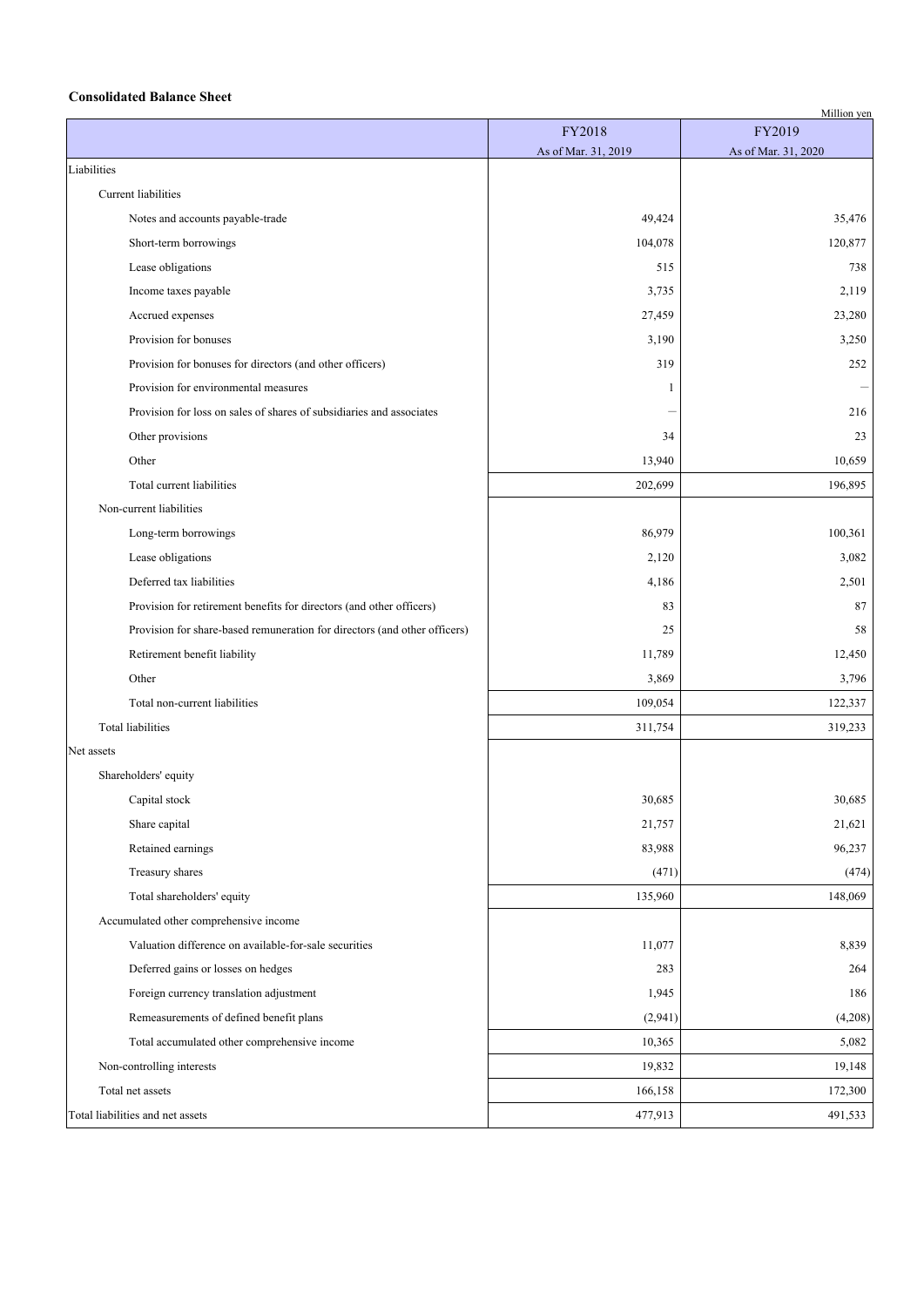**Consolidated Balance Sheet**

Million yen

| | FY2018<br>As of Mar. 31, 2019 | FY2019<br>As of Mar. 31, 2020 |
|---|---|---|
| Liabilities | | |
| Current liabilities | | |
| Notes and accounts payable-trade | 49,424 | 35,476 |
| Short-term borrowings | 104,078 | 120,877 |
| Lease obligations | 515 | 738 |
| Income taxes payable | 3,735 | 2,119 |
| Accrued expenses | 27,459 | 23,280 |
| Provision for bonuses | 3,190 | 3,250 |
| Provision for bonuses for directors (and other officers) | 319 | 252 |
| Provision for environmental measures | 1 | — |
| Provision for loss on sales of shares of subsidiaries and associates | — | 216 |
| Other provisions | 34 | 23 |
| Other | 13,940 | 10,659 |
| Total current liabilities | 202,699 | 196,895 |
| Non-current liabilities | | |
| Long-term borrowings | 86,979 | 100,361 |
| Lease obligations | 2,120 | 3,082 |
| Deferred tax liabilities | 4,186 | 2,501 |
| Provision for retirement benefits for directors (and other officers) | 83 | 87 |
| Provision for share-based remuneration for directors (and other officers) | 25 | 58 |
| Retirement benefit liability | 11,789 | 12,450 |
| Other | 3,869 | 3,796 |
| Total non-current liabilities | 109,054 | 122,337 |
| Total liabilities | 311,754 | 319,233 |
| Net assets | | |
| Shareholders' equity | | |
| Capital stock | 30,685 | 30,685 |
| Share capital | 21,757 | 21,621 |
| Retained earnings | 83,988 | 96,237 |
| Treasury shares | (471) | (474) |
| Total shareholders' equity | 135,960 | 148,069 |
| Accumulated other comprehensive income | | |
| Valuation difference on available-for-sale securities | 11,077 | 8,839 |
| Deferred gains or losses on hedges | 283 | 264 |
| Foreign currency translation adjustment | 1,945 | 186 |
| Remeasurements of defined benefit plans | (2,941) | (4,208) |
| Total accumulated other comprehensive income | 10,365 | 5,082 |
| Non-controlling interests | 19,832 | 19,148 |
| Total net assets | 166,158 | 172,300 |
| Total liabilities and net assets | 477,913 | 491,533 |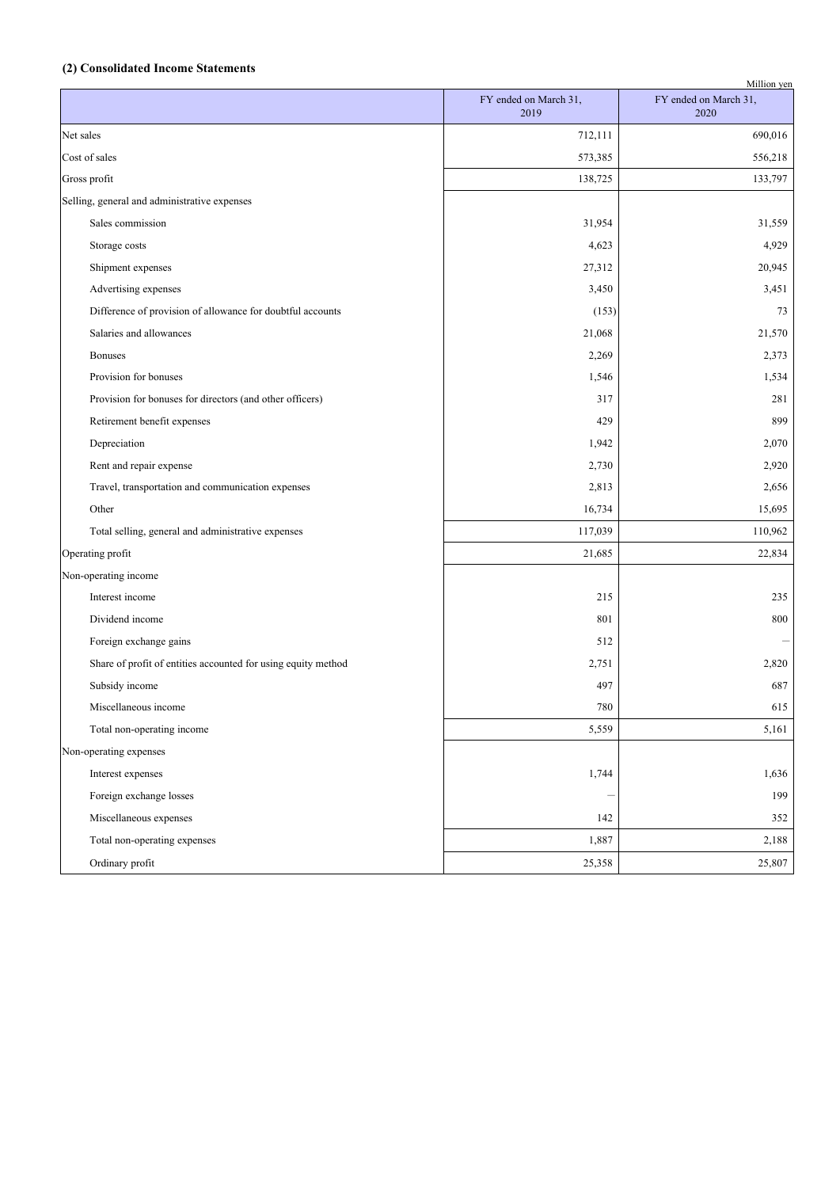### (2) Consolidated Income Statements

Million yen

| | FY ended on March 31, 2019 | FY ended on March 31, 2020 |
|---|---|---|
| Net sales | 712,111 | 690,016 |
| Cost of sales | 573,385 | 556,218 |
| Gross profit | 138,725 | 133,797 |
| Selling, general and administrative expenses | | |
| Sales commission | 31,954 | 31,559 |
| Storage costs | 4,623 | 4,929 |
| Shipment expenses | 27,312 | 20,945 |
| Advertising expenses | 3,450 | 3,451 |
| Difference of provision of allowance for doubtful accounts | (153) | 73 |
| Salaries and allowances | 21,068 | 21,570 |
| Bonuses | 2,269 | 2,373 |
| Provision for bonuses | 1,546 | 1,534 |
| Provision for bonuses for directors (and other officers) | 317 | 281 |
| Retirement benefit expenses | 429 | 899 |
| Depreciation | 1,942 | 2,070 |
| Rent and repair expense | 2,730 | 2,920 |
| Travel, transportation and communication expenses | 2,813 | 2,656 |
| Other | 16,734 | 15,695 |
| Total selling, general and administrative expenses | 117,039 | 110,962 |
| Operating profit | 21,685 | 22,834 |
| Non-operating income | | |
| Interest income | 215 | 235 |
| Dividend income | 801 | 800 |
| Foreign exchange gains | 512 | － |
| Share of profit of entities accounted for using equity method | 2,751 | 2,820 |
| Subsidy income | 497 | 687 |
| Miscellaneous income | 780 | 615 |
| Total non-operating income | 5,559 | 5,161 |
| Non-operating expenses | | |
| Interest expenses | 1,744 | 1,636 |
| Foreign exchange losses | － | 199 |
| Miscellaneous expenses | 142 | 352 |
| Total non-operating expenses | 1,887 | 2,188 |
| Ordinary profit | 25,358 | 25,807 |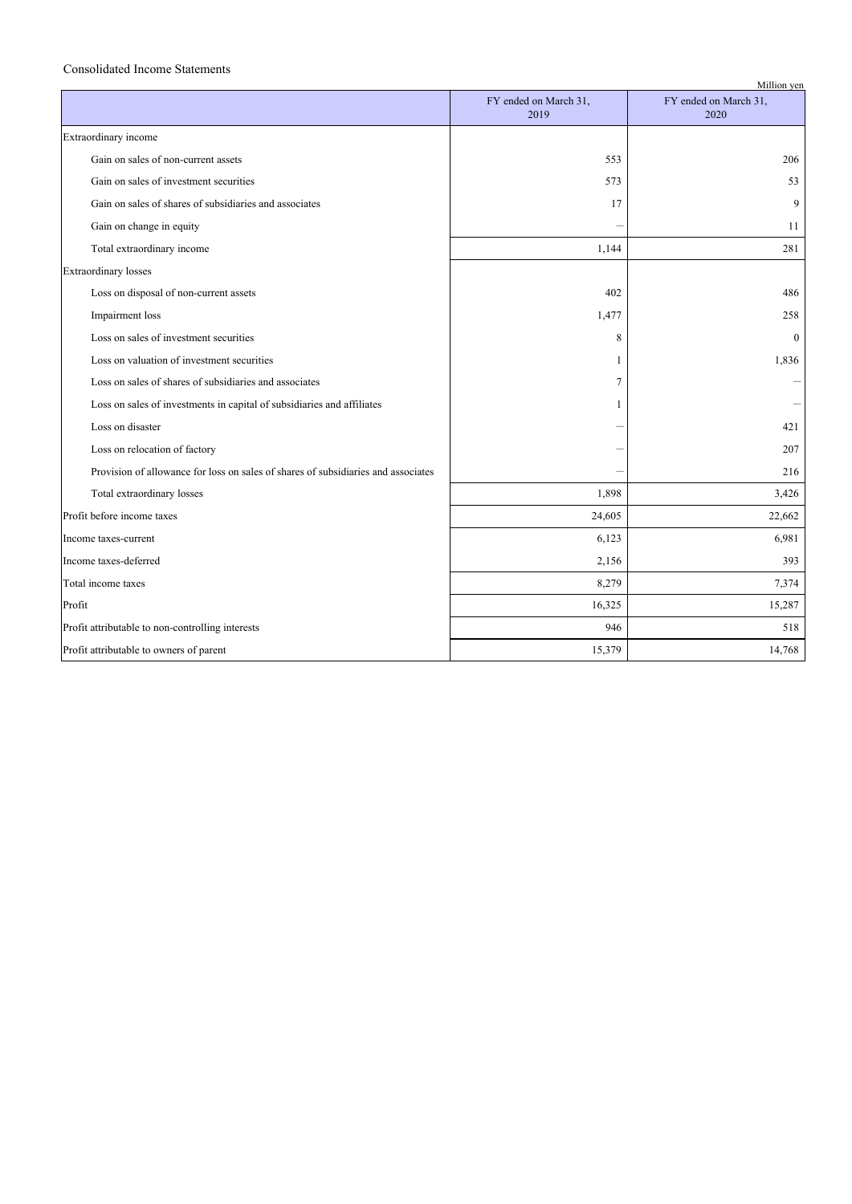Consolidated Income Statements

Million yen

| | FY ended on March 31, 2019 | FY ended on March 31, 2020 |
|---|---|---|
| Extraordinary income | | |
| Gain on sales of non-current assets | 553 | 206 |
| Gain on sales of investment securities | 573 | 53 |
| Gain on sales of shares of subsidiaries and associates | 17 | 9 |
| Gain on change in equity | — | 11 |
| Total extraordinary income | 1,144 | 281 |
| Extraordinary losses | | |
| Loss on disposal of non-current assets | 402 | 486 |
| Impairment loss | 1,477 | 258 |
| Loss on sales of investment securities | 8 | 0 |
| Loss on valuation of investment securities | 1 | 1,836 |
| Loss on sales of shares of subsidiaries and associates | 7 | — |
| Loss on sales of investments in capital of subsidiaries and affiliates | 1 | — |
| Loss on disaster | — | 421 |
| Loss on relocation of factory | — | 207 |
| Provision of allowance for loss on sales of shares of subsidiaries and associates | — | 216 |
| Total extraordinary losses | 1,898 | 3,426 |
| Profit before income taxes | 24,605 | 22,662 |
| Income taxes-current | 6,123 | 6,981 |
| Income taxes-deferred | 2,156 | 393 |
| Total income taxes | 8,279 | 7,374 |
| Profit | 16,325 | 15,287 |
| Profit attributable to non-controlling interests | 946 | 518 |
| Profit attributable to owners of parent | 15,379 | 14,768 |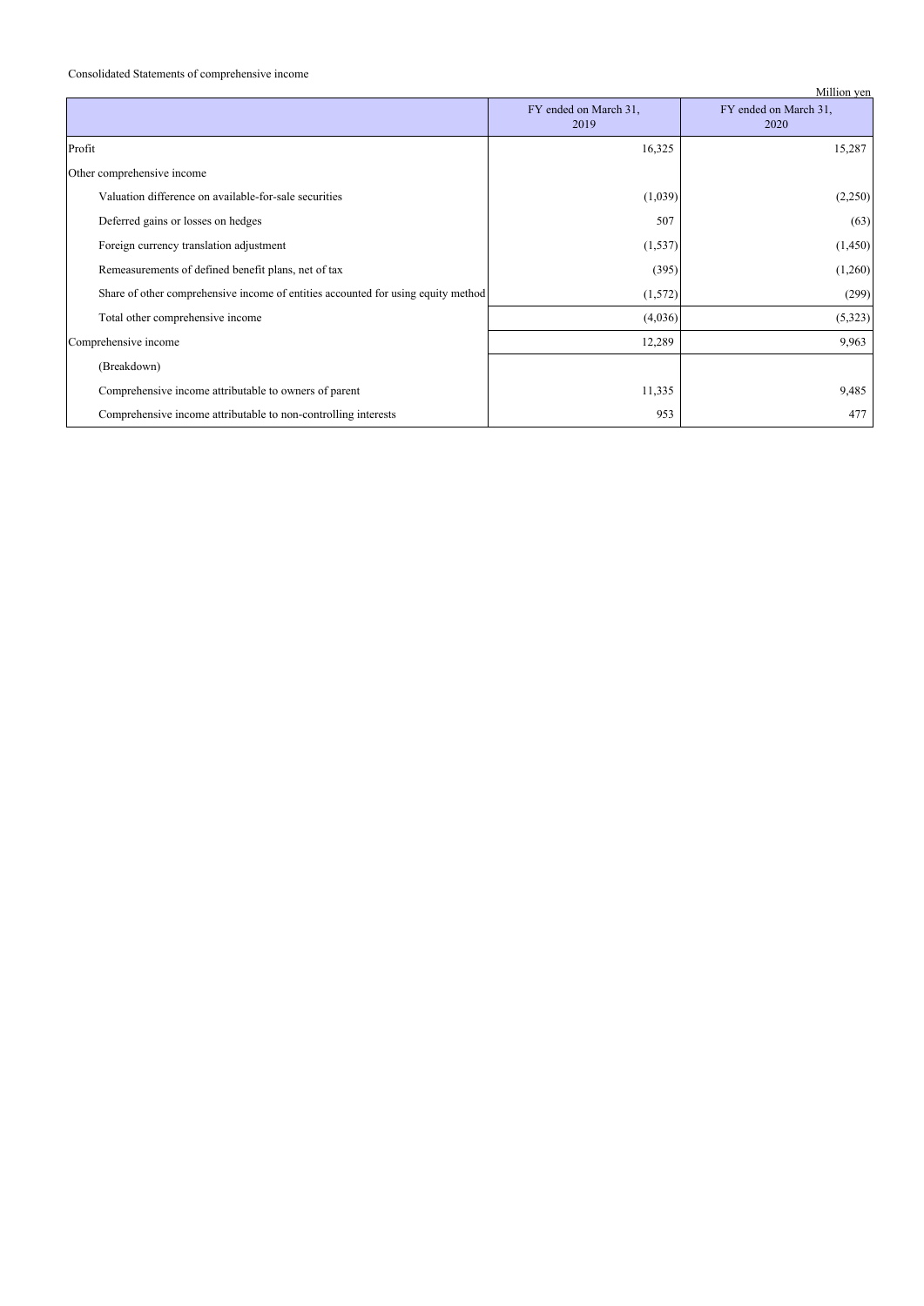Consolidated Statements of comprehensive income

Million yen

| | FY ended on March 31, 2019 | FY ended on March 31, 2020 |
|---|---|---|
| Profit | 16,325 | 15,287 |
| Other comprehensive income | | |
| Valuation difference on available-for-sale securities | (1,039) | (2,250) |
| Deferred gains or losses on hedges | 507 | (63) |
| Foreign currency translation adjustment | (1,537) | (1,450) |
| Remeasurements of defined benefit plans, net of tax | (395) | (1,260) |
| Share of other comprehensive income of entities accounted for using equity method | (1,572) | (299) |
| Total other comprehensive income | (4,036) | (5,323) |
| Comprehensive income | 12,289 | 9,963 |
| (Breakdown) | | |
| Comprehensive income attributable to owners of parent | 11,335 | 9,485 |
| Comprehensive income attributable to non-controlling interests | 953 | 477 |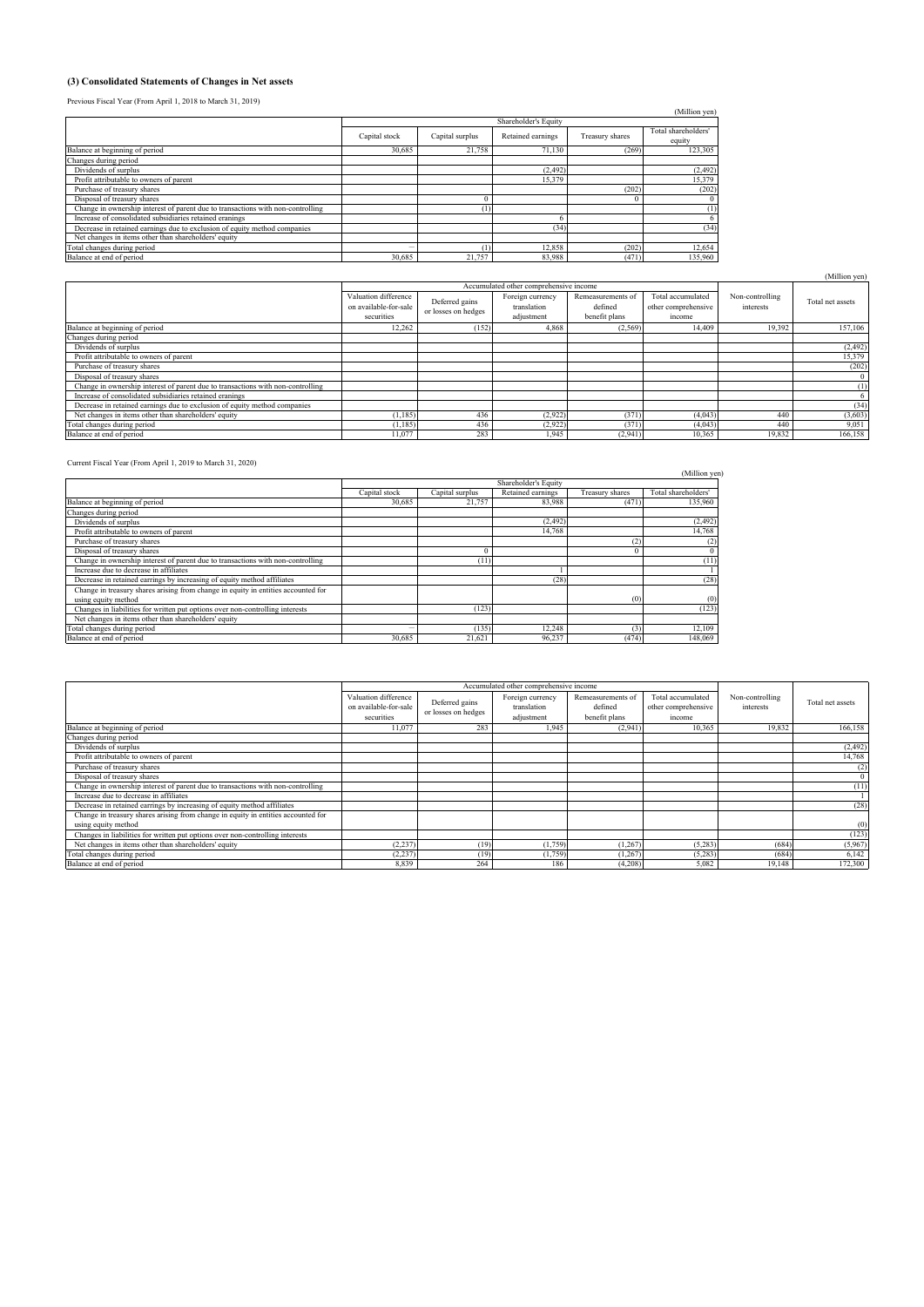### (3) Consolidated Statements of Changes in Net assets

Previous Fiscal Year (From April 1, 2018 to March 31, 2019)

(Million yen)

| | Shareholder's Equity | | | | |
|---|---|---|---|---|---|
| | Capital stock | Capital surplus | Retained earnings | Treasury shares | Total shareholders' equity |
| Balance at beginning of period | 30,685 | 21,758 | 71,130 | (269) | 123,305 |
| Changes during period | | | | | |
| Dividends of surplus | | | (2,492) | | (2,492) |
| Profit attributable to owners of parent | | | 15,379 | | 15,379 |
| Purchase of treasury shares | | | | (202) | (202) |
| Disposal of treasury shares | | 0 | | 0 | 0 |
| Change in ownership interest of parent due to transactions with non-controlling | | (1) | | | (1) |
| Increase of consolidated subsidiaries retained eranings | | | 6 | | 6 |
| Decrease in retained earnings due to exclusion of equity method companies | | | (34) | | (34) |
| Net changes in items other than shareholders' equity | | | | | |
| Total changes during period | ― | (1) | 12,858 | (202) | 12,654 |
| Balance at end of period | 30,685 | 21,757 | 83,988 | (471) | 135,960 |

(Million yen)

| | Accumulated other comprehensive income | | | | | Non-controlling interests | Total net assets |
|---|---|---|---|---|---|---|---|
| | Valuation difference on available-for-sale securities | Deferred gains or losses on hedges | Foreign currency translation adjustment | Remeasurements of defined benefit plans | Total accumulated other comprehensive income | | |
| Balance at beginning of period | 12,262 | (152) | 4,868 | (2,569) | 14,409 | 19,392 | 157,106 |
| Changes during period | | | | | | | |
| Dividends of surplus | | | | | | | (2,492) |
| Profit attributable to owners of parent | | | | | | | 15,379 |
| Purchase of treasury shares | | | | | | | (202) |
| Disposal of treasury shares | | | | | | | 0 |
| Change in ownership interest of parent due to transactions with non-controlling | | | | | | | (1) |
| Increase of consolidated subsidiaries retained eranings | | | | | | | 6 |
| Decrease in retained earnings due to exclusion of equity method companies | | | | | | | (34) |
| Net changes in items other than shareholders' equity | (1,185) | 436 | (2,922) | (371) | (4,043) | 440 | (3,603) |
| Total changes during period | (1,185) | 436 | (2,922) | (371) | (4,043) | 440 | 9,051 |
| Balance at end of period | 11,077 | 283 | 1,945 | (2,941) | 10,365 | 19,832 | 166,158 |

Current Fiscal Year (From April 1, 2019 to March 31, 2020)

(Million yen)

| | Shareholder's Equity | | | | |
|---|---|---|---|---|---|
| | Capital stock | Capital surplus | Retained earnings | Treasury shares | Total shareholders' |
| Balance at beginning of period | 30,685 | 21,757 | 83,988 | (471) | 135,960 |
| Changes during period | | | | | |
| Dividends of surplus | | | (2,492) | | (2,492) |
| Profit attributable to owners of parent | | | 14,768 | | 14,768 |
| Purchase of treasury shares | | | | (2) | (2) |
| Disposal of treasury shares | | 0 | | 0 | 0 |
| Change in ownership interest of parent due to transactions with non-controlling | | (11) | | | (11) |
| Increase due to decrease in affiliates | | | 1 | | 1 |
| Decrease in retained earrings by increasing of equity method affiliates | | | (28) | | (28) |
| Change in treasury shares arising from change in equity in entities accounted for using equity method | | | | (0) | (0) |
| Changes in liabilities for written put options over non-controlling interests | | (123) | | | (123) |
| Net changes in items other than shareholders' equity | | | | | |
| Total changes during period | ― | (135) | 12,248 | (3) | 12,109 |
| Balance at end of period | 30,685 | 21,621 | 96,237 | (474) | 148,069 |

| | Accumulated other comprehensive income | | | | | Non-controlling interests | Total net assets |
|---|---|---|---|---|---|---|---|
| | Valuation difference on available-for-sale securities | Deferred gains or losses on hedges | Foreign currency translation adjustment | Remeasurements of defined benefit plans | Total accumulated other comprehensive income | | |
| Balance at beginning of period | 11,077 | 283 | 1,945 | (2,941) | 10,365 | 19,832 | 166,158 |
| Changes during period | | | | | | | |
| Dividends of surplus | | | | | | | (2,492) |
| Profit attributable to owners of parent | | | | | | | 14,768 |
| Purchase of treasury shares | | | | | | | (2) |
| Disposal of treasury shares | | | | | | | 0 |
| Change in ownership interest of parent due to transactions with non-controlling | | | | | | | (11) |
| Increase due to decrease in affiliates | | | | | | | 1 |
| Decrease in retained earrings by increasing of equity method affiliates | | | | | | | (28) |
| Change in treasury shares arising from change in equity in entities accounted for using equity method | | | | | | | (0) |
| Changes in liabilities for written put options over non-controlling interests | | | | | | | (123) |
| Net changes in items other than shareholders' equity | (2,237) | (19) | (1,759) | (1,267) | (5,283) | (684) | (5,967) |
| Total changes during period | (2,237) | (19) | (1,759) | (1,267) | (5,283) | (684) | 6,142 |
| Balance at end of period | 8,839 | 264 | 186 | (4,208) | 5,082 | 19,148 | 172,300 |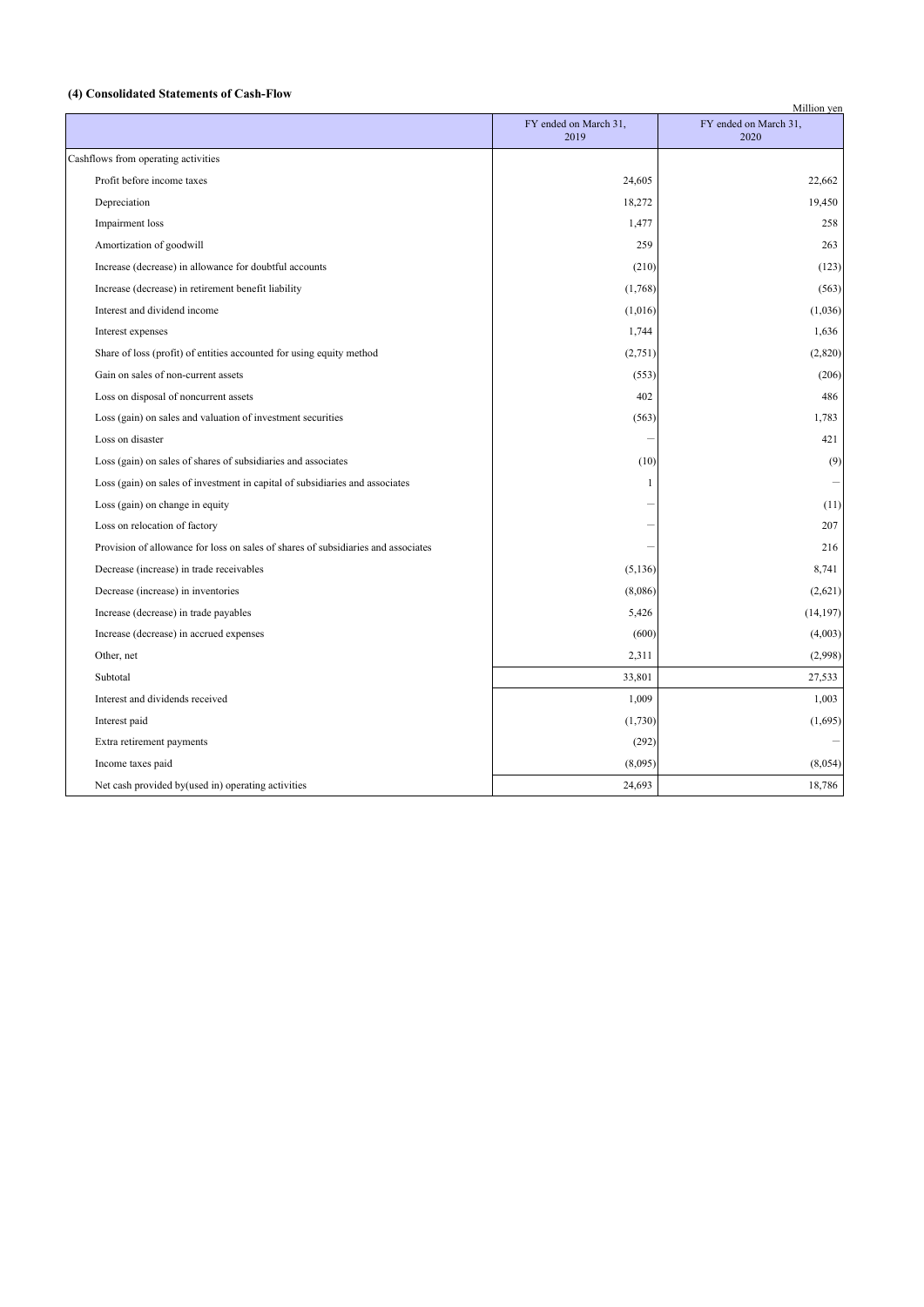#### (4) Consolidated Statements of Cash-Flow

Million yen

| | FY ended on March 31, 2019 | FY ended on March 31, 2020 |
|---|---|---|
| Cashflows from operating activities | | |
| Profit before income taxes | 24,605 | 22,662 |
| Depreciation | 18,272 | 19,450 |
| Impairment loss | 1,477 | 258 |
| Amortization of goodwill | 259 | 263 |
| Increase (decrease) in allowance for doubtful accounts | (210) | (123) |
| Increase (decrease) in retirement benefit liability | (1,768) | (563) |
| Interest and dividend income | (1,016) | (1,036) |
| Interest expenses | 1,744 | 1,636 |
| Share of loss (profit) of entities accounted for using equity method | (2,751) | (2,820) |
| Gain on sales of non-current assets | (553) | (206) |
| Loss on disposal of noncurrent assets | 402 | 486 |
| Loss (gain) on sales and valuation of investment securities | (563) | 1,783 |
| Loss on disaster | － | 421 |
| Loss (gain) on sales of shares of subsidiaries and associates | (10) | (9) |
| Loss (gain) on sales of investment in capital of subsidiaries and associates | 1 | － |
| Loss (gain) on change in equity | － | (11) |
| Loss on relocation of factory | － | 207 |
| Provision of allowance for loss on sales of shares of subsidiaries and associates | － | 216 |
| Decrease (increase) in trade receivables | (5,136) | 8,741 |
| Decrease (increase) in inventories | (8,086) | (2,621) |
| Increase (decrease) in trade payables | 5,426 | (14,197) |
| Increase (decrease) in accrued expenses | (600) | (4,003) |
| Other, net | 2,311 | (2,998) |
| Subtotal | 33,801 | 27,533 |
| Interest and dividends received | 1,009 | 1,003 |
| Interest paid | (1,730) | (1,695) |
| Extra retirement payments | (292) | － |
| Income taxes paid | (8,095) | (8,054) |
| Net cash provided by(used in) operating activities | 24,693 | 18,786 |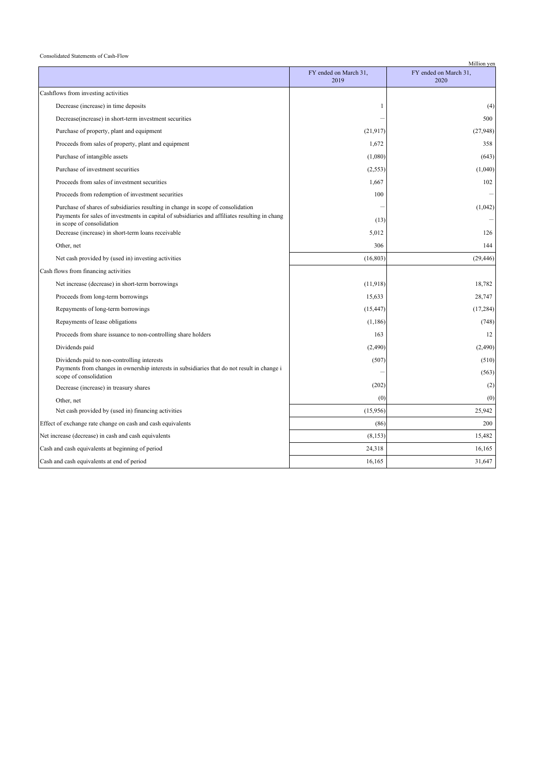Consolidated Statements of Cash-Flow

Million yen

| | FY ended on March 31, 2019 | FY ended on March 31, 2020 |
|---|---|---|
| Cashflows from investing activities | | |
| Decrease (increase) in time deposits | 1 | (4) |
| Decrease(increase) in short-term investment securities | — | 500 |
| Purchase of property, plant and equipment | (21,917) | (27,948) |
| Proceeds from sales of property, plant and equipment | 1,672 | 358 |
| Purchase of intangible assets | (1,080) | (643) |
| Purchase of investment securities | (2,553) | (1,040) |
| Proceeds from sales of investment securities | 1,667 | 102 |
| Proceeds from redemption of investment securities | 100 | — |
| Purchase of shares of subsidiaries resulting in change in scope of consolidation | — | (1,042) |
| Payments for sales of investments in capital of subsidiaries and affiliates resulting in chang in scope of consolidation | (13) | — |
| Decrease (increase) in short-term loans receivable | 5,012 | 126 |
| Other, net | 306 | 144 |
| Net cash provided by (used in) investing activities | (16,803) | (29,446) |
| Cash flows from financing activities | | |
| Net increase (decrease) in short-term borrowings | (11,918) | 18,782 |
| Proceeds from long-term borrowings | 15,633 | 28,747 |
| Repayments of long-term borrowings | (15,447) | (17,284) |
| Repayments of lease obligations | (1,186) | (748) |
| Proceeds from share issuance to non-controlling share holders | 163 | 12 |
| Dividends paid | (2,490) | (2,490) |
| Dividends paid to non-controlling interests | (507) | (510) |
| Payments from changes in ownership interests in subsidiaries that do not result in change i scope of consolidation | — | (563) |
| Decrease (increase) in treasury shares | (202) | (2) |
| Other, net | (0) | (0) |
| Net cash provided by (used in) financing activities | (15,956) | 25,942 |
| Effect of exchange rate change on cash and cash equivalents | (86) | 200 |
| Net increase (decrease) in cash and cash equivalents | (8,153) | 15,482 |
| Cash and cash equivalents at beginning of period | 24,318 | 16,165 |
| Cash and cash equivalents at end of period | 16,165 | 31,647 |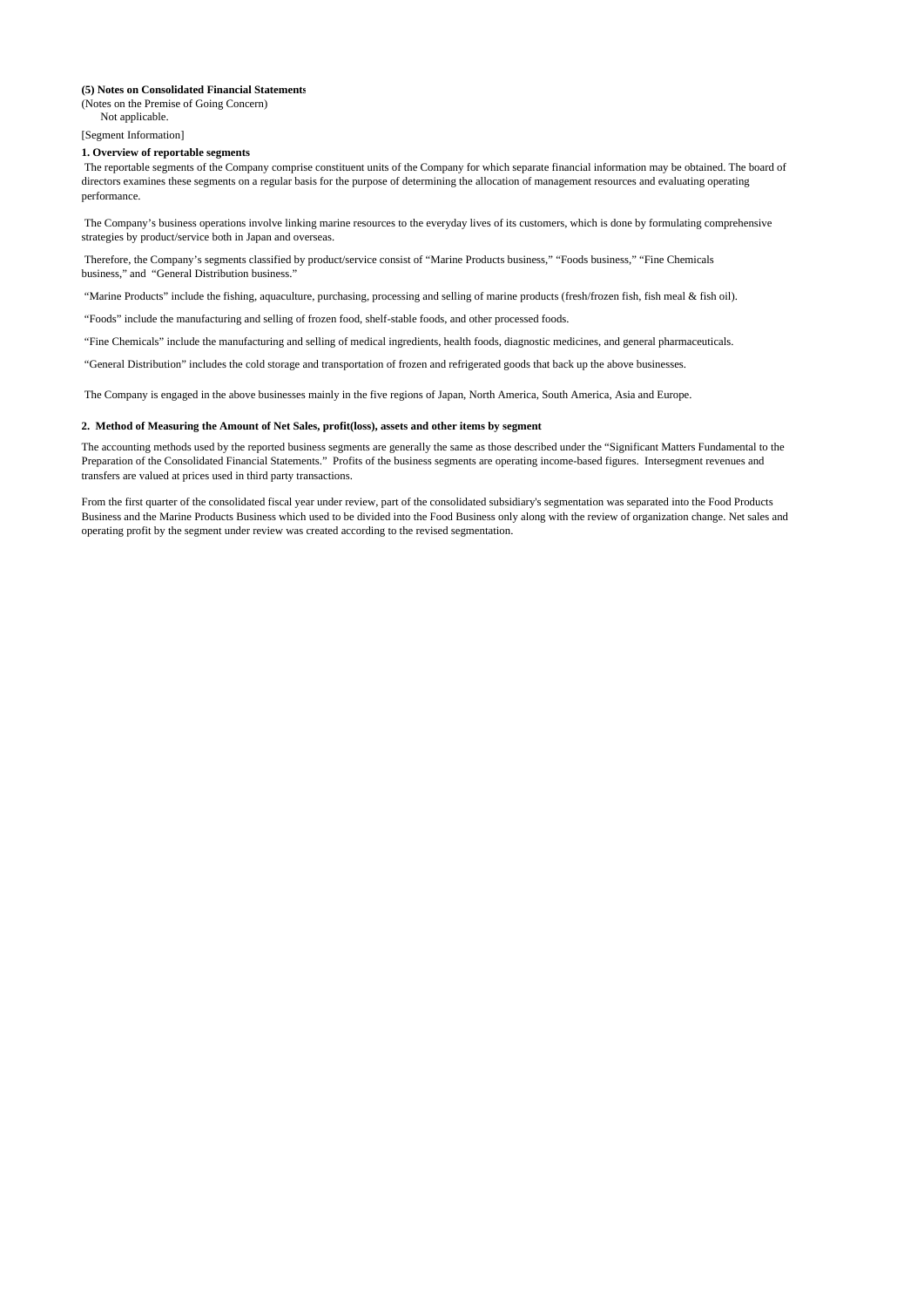**(5) Notes on Consolidated Financial Statements**

(Notes on the Premise of Going Concern)

Not applicable.

[Segment Information]

**1. Overview of reportable segments**

The reportable segments of the Company comprise constituent units of the Company for which separate financial information may be obtained. The board of directors examines these segments on a regular basis for the purpose of determining the allocation of management resources and evaluating operating performance.

The Company's business operations involve linking marine resources to the everyday lives of its customers, which is done by formulating comprehensive strategies by product/service both in Japan and overseas.

Therefore, the Company's segments classified by product/service consist of "Marine Products business," "Foods business," "Fine Chemicals business," and "General Distribution business."

"Marine Products" include the fishing, aquaculture, purchasing, processing and selling of marine products (fresh/frozen fish, fish meal & fish oil).

"Foods" include the manufacturing and selling of frozen food, shelf-stable foods, and other processed foods.

"Fine Chemicals" include the manufacturing and selling of medical ingredients, health foods, diagnostic medicines, and general pharmaceuticals.

"General Distribution" includes the cold storage and transportation of frozen and refrigerated goods that back up the above businesses.

The Company is engaged in the above businesses mainly in the five regions of Japan, North America, South America, Asia and Europe.

**2. Method of Measuring the Amount of Net Sales, profit(loss), assets and other items by segment**

The accounting methods used by the reported business segments are generally the same as those described under the "Significant Matters Fundamental to the Preparation of the Consolidated Financial Statements." Profits of the business segments are operating income-based figures. Intersegment revenues and transfers are valued at prices used in third party transactions.

From the first quarter of the consolidated fiscal year under review, part of the consolidated subsidiary's segmentation was separated into the Food Products Business and the Marine Products Business which used to be divided into the Food Business only along with the review of organization change. Net sales and operating profit by the segment under review was created according to the revised segmentation.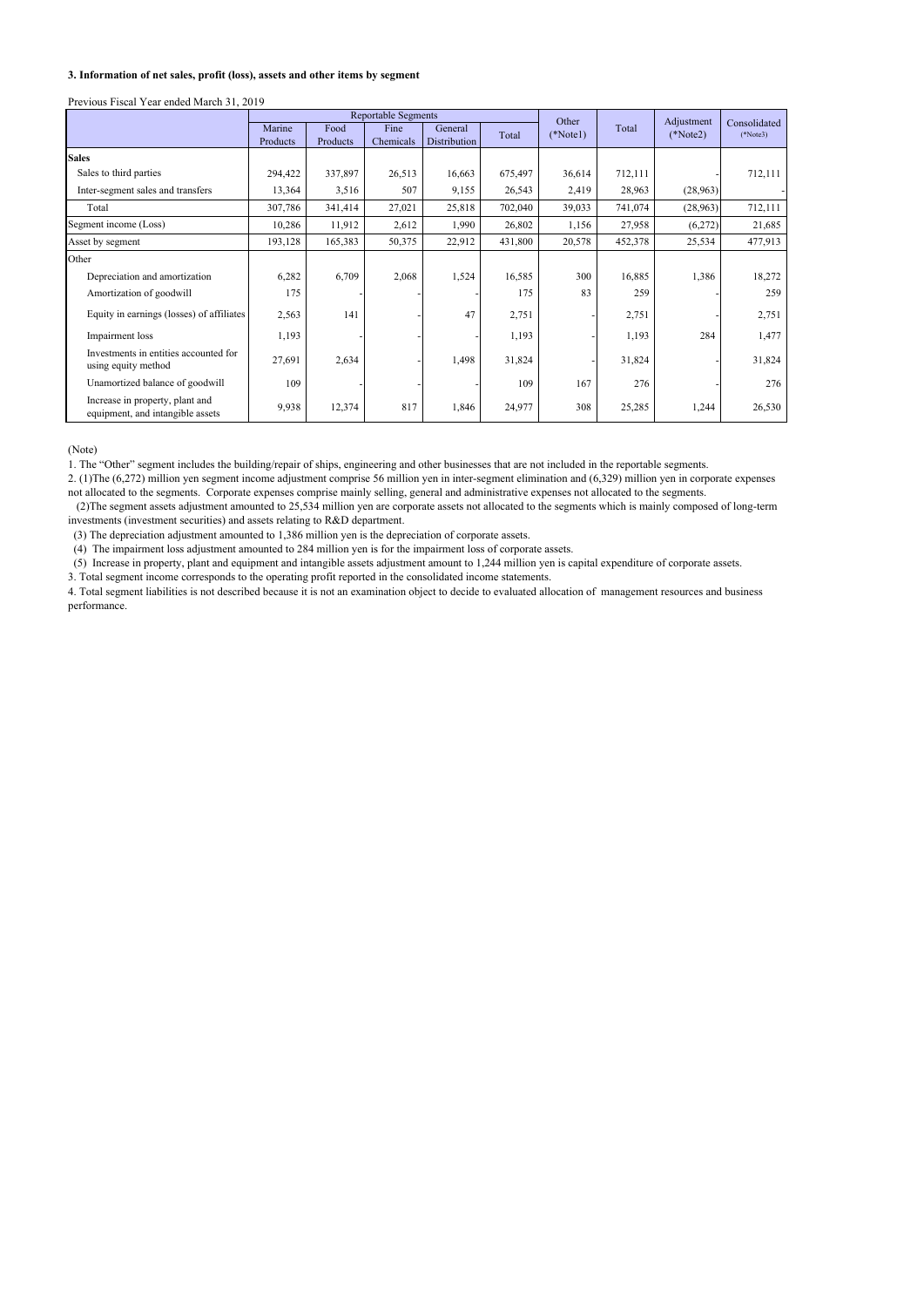**3. Information of net sales, profit (loss), assets and other items by segment**

Previous Fiscal Year ended March 31, 2019

| | Reportable Segments | | | | | Other (*Note1) | Total | Adjustment (*Note2) | Consolidated (*Note3) |
|---|---|---|---|---|---|---|---|---|---|
| | Marine Products | Food Products | Fine Chemicals | General Distribution | Total | | | | |
| **Sales** | | | | | | | | | |
| Sales to third parties | 294,422 | 337,897 | 26,513 | 16,663 | 675,497 | 36,614 | 712,111 | - | 712,111 |
| Inter-segment sales and transfers | 13,364 | 3,516 | 507 | 9,155 | 26,543 | 2,419 | 28,963 | (28,963) | - |
| Total | 307,786 | 341,414 | 27,021 | 25,818 | 702,040 | 39,033 | 741,074 | (28,963) | 712,111 |
| Segment income (Loss) | 10,286 | 11,912 | 2,612 | 1,990 | 26,802 | 1,156 | 27,958 | (6,272) | 21,685 |
| Asset by segment | 193,128 | 165,383 | 50,375 | 22,912 | 431,800 | 20,578 | 452,378 | 25,534 | 477,913 |
| Other | | | | | | | | | |
| Depreciation and amortization | 6,282 | 6,709 | 2,068 | 1,524 | 16,585 | 300 | 16,885 | 1,386 | 18,272 |
| Amortization of goodwill | 175 | - | - | - | 175 | 83 | 259 | - | 259 |
| Equity in earnings (losses) of affiliates | 2,563 | 141 | - | 47 | 2,751 | - | 2,751 | - | 2,751 |
| Impairment loss | 1,193 | - | - | - | 1,193 | - | 1,193 | 284 | 1,477 |
| Investments in entities accounted for using equity method | 27,691 | 2,634 | - | 1,498 | 31,824 | - | 31,824 | - | 31,824 |
| Unamortized balance of goodwill | 109 | - | - | - | 109 | 167 | 276 | - | 276 |
| Increase in property, plant and equipment, and intangible assets | 9,938 | 12,374 | 817 | 1,846 | 24,977 | 308 | 25,285 | 1,244 | 26,530 |

(Note)

1. The "Other" segment includes the building/repair of ships, engineering and other businesses that are not included in the reportable segments.
2. (1)The (6,272) million yen segment income adjustment comprise 56 million yen in inter-segment elimination and (6,329) million yen in corporate expenses not allocated to the segments. Corporate expenses comprise mainly selling, general and administrative expenses not allocated to the segments.
   (2)The segment assets adjustment amounted to 25,534 million yen are corporate assets not allocated to the segments which is mainly composed of long-term investments (investment securities) and assets relating to R&D department.
   (3) The depreciation adjustment amounted to 1,386 million yen is the depreciation of corporate assets.
   (4) The impairment loss adjustment amounted to 284 million yen is for the impairment loss of corporate assets.
   (5) Increase in property, plant and equipment and intangible assets adjustment amount to 1,244 million yen is capital expenditure of corporate assets.
3. Total segment income corresponds to the operating profit reported in the consolidated income statements.
4. Total segment liabilities is not described because it is not an examination object to decide to evaluated allocation of management resources and business performance.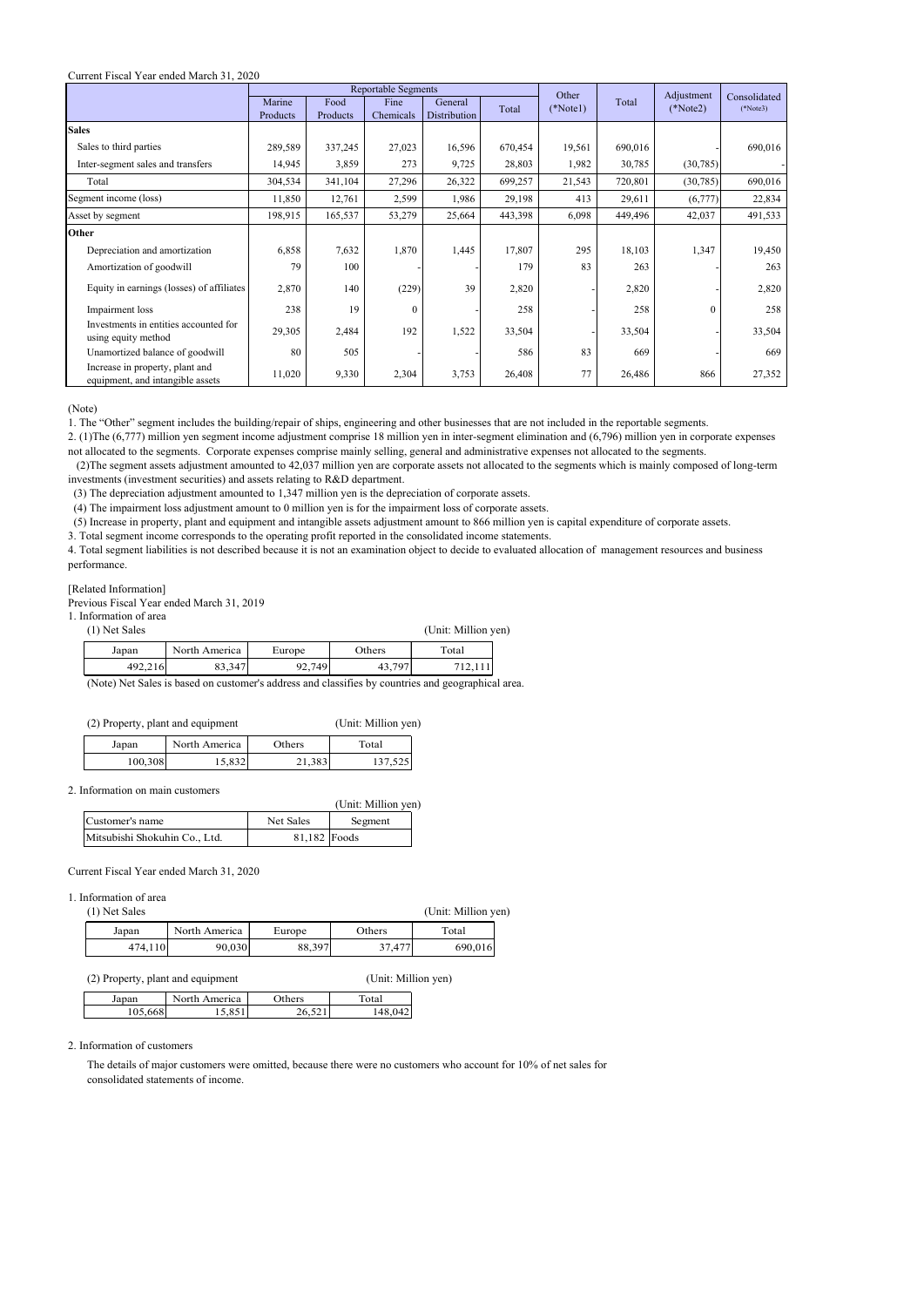Current Fiscal Year ended March 31, 2020

| | Reportable Segments | | | | | Other (*Note1) | Total | Adjustment (*Note2) | Consolidated (*Note3) |
|---|---|---|---|---|---|---|---|---|---|
| | Marine Products | Food Products | Fine Chemicals | General Distribution | Total | | | | |
| **Sales** | | | | | | | | | |
| Sales to third parties | 289,589 | 337,245 | 27,023 | 16,596 | 670,454 | 19,561 | 690,016 | - | 690,016 |
| Inter-segment sales and transfers | 14,945 | 3,859 | 273 | 9,725 | 28,803 | 1,982 | 30,785 | (30,785) | - |
| Total | 304,534 | 341,104 | 27,296 | 26,322 | 699,257 | 21,543 | 720,801 | (30,785) | 690,016 |
| Segment income (loss) | 11,850 | 12,761 | 2,599 | 1,986 | 29,198 | 413 | 29,611 | (6,777) | 22,834 |
| Asset by segment | 198,915 | 165,537 | 53,279 | 25,664 | 443,398 | 6,098 | 449,496 | 42,037 | 491,533 |
| **Other** | | | | | | | | | |
| Depreciation and amortization | 6,858 | 7,632 | 1,870 | 1,445 | 17,807 | 295 | 18,103 | 1,347 | 19,450 |
| Amortization of goodwill | 79 | 100 | - | - | 179 | 83 | 263 | - | 263 |
| Equity in earnings (losses) of affiliates | 2,870 | 140 | (229) | 39 | 2,820 | - | 2,820 | - | 2,820 |
| Impairment loss | 238 | 19 | 0 | - | 258 | - | 258 | 0 | 258 |
| Investments in entities accounted for using equity method | 29,305 | 2,484 | 192 | 1,522 | 33,504 | - | 33,504 | - | 33,504 |
| Unamortized balance of goodwill | 80 | 505 | - | - | 586 | 83 | 669 | - | 669 |
| Increase in property, plant and equipment, and intangible assets | 11,020 | 9,330 | 2,304 | 3,753 | 26,408 | 77 | 26,486 | 866 | 27,352 |

(Note)

1. The "Other" segment includes the building/repair of ships, engineering and other businesses that are not included in the reportable segments.
2. (1)The (6,777) million yen segment income adjustment comprise 18 million yen in inter-segment elimination and (6,796) million yen in corporate expenses not allocated to the segments. Corporate expenses comprise mainly selling, general and administrative expenses not allocated to the segments.
   (2)The segment assets adjustment amounted to 42,037 million yen are corporate assets not allocated to the segments which is mainly composed of long-term investments (investment securities) and assets relating to R&D department.
   (3) The depreciation adjustment amounted to 1,347 million yen is the depreciation of corporate assets.
   (4) The impairment loss adjustment amount to 0 million yen is for the impairment loss of corporate assets.
   (5) Increase in property, plant and equipment and intangible assets adjustment amount to 866 million yen is capital expenditure of corporate assets.
3. Total segment income corresponds to the operating profit reported in the consolidated income statements.
4. Total segment liabilities is not described because it is not an examination object to decide to evaluated allocation of management resources and business performance.

[Related Information]

Previous Fiscal Year ended March 31, 2019

1. Information of area

(1) Net Sales (Unit: Million yen)

| Japan | North America | Europe | Others | Total |
|---|---|---|---|---|
| 492,216 | 83,347 | 92,749 | 43,797 | 712,111 |

(Note) Net Sales is based on customer's address and classifies by countries and geographical area.

(2) Property, plant and equipment (Unit: Million yen)

| Japan | North America | Others | Total |
|---|---|---|---|
| 100,308 | 15,832 | 21,383 | 137,525 |

2. Information on main customers

(Unit: Million yen)

| Customer's name | Net Sales | Segment |
|---|---|---|
| Mitsubishi Shokuhin Co., Ltd. | 81,182 | Foods |

Current Fiscal Year ended March 31, 2020

1. Information of area

(1) Net Sales (Unit: Million yen)

| Japan | North America | Europe | Others | Total |
|---|---|---|---|---|
| 474,110 | 90,030 | 88,397 | 37,477 | 690,016 |

(2) Property, plant and equipment (Unit: Million yen)

| Japan | North America | Others | Total |
|---|---|---|---|
| 105,668 | 15,851 | 26,521 | 148,042 |

2. Information of customers

The details of major customers were omitted, because there were no customers who account for 10% of net sales for consolidated statements of income.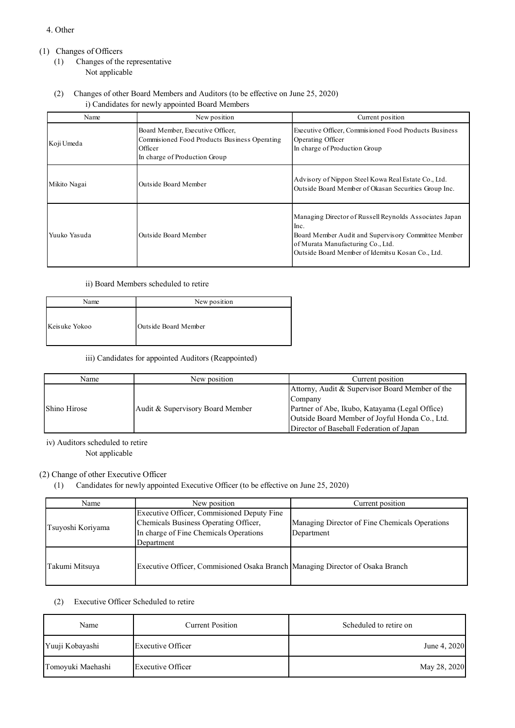4. Other

(1) Changes of Officers

(1) Changes of the representative

Not applicable

(2) Changes of other Board Members and Auditors (to be effective on June 25, 2020)

i) Candidates for newly appointed Board Members

| Name | New position | Current position |
|---|---|---|
| Koji Umeda | Board Member, Executive Officer, Commisioned Food Products Business Operating Officer In charge of Production Group | Executive Officer, Commisioned Food Products Business Operating Officer In charge of Production Group |
| Mikito Nagai | Outside Board Member | Advisory of Nippon Steel Kowa Real Estate Co., Ltd. Outside Board Member of Okasan Securities Group Inc. |
| Yuuko Yasuda | Outside Board Member | Managing Director of Russell Reynolds Associates Japan Inc. Board Member Audit and Supervisory Committee Member of Murata Manufacturing Co., Ltd. Outside Board Member of Idemitsu Kosan Co., Ltd. |

ii) Board Members scheduled to retire

| Name | New position |
|---|---|
| Keisuke Yokoo | Outside Board Member |

iii) Candidates for appointed Auditors (Reappointed)

| Name | New position | Current position |
|---|---|---|
| Shino Hirose | Audit & Supervisory Board Member | Attorny, Audit & Supervisor Board Member of the Company Partner of Abe, Ikubo, Katayama (Legal Office) Outside Board Member of Joyful Honda Co., Ltd. Director of Baseball Federation of Japan |

iv) Auditors scheduled to retire

Not applicable

(2) Change of other Executive Officer

(1) Candidates for newly appointed Executive Officer (to be effective on June 25, 2020)

| Name | New position | Current position |
|---|---|---|
| Tsuyoshi Koriyama | Executive Officer, Commisioned Deputy Fine Chemicals Business Operating Officer, In charge of Fine Chemicals Operations Department | Managing Director of Fine Chemicals Operations Department |
| Takumi Mitsuya | Executive Officer, Commisioned Osaka Branch | Managing Director of Osaka Branch |

(2) Executive Officer Scheduled to retire

| Name | Current Position | Scheduled to retire on |
|---|---|---|
| Yuuji Kobayashi | Executive Officer | June 4, 2020 |
| Tomoyuki Maehashi | Executive Officer | May 28, 2020 |